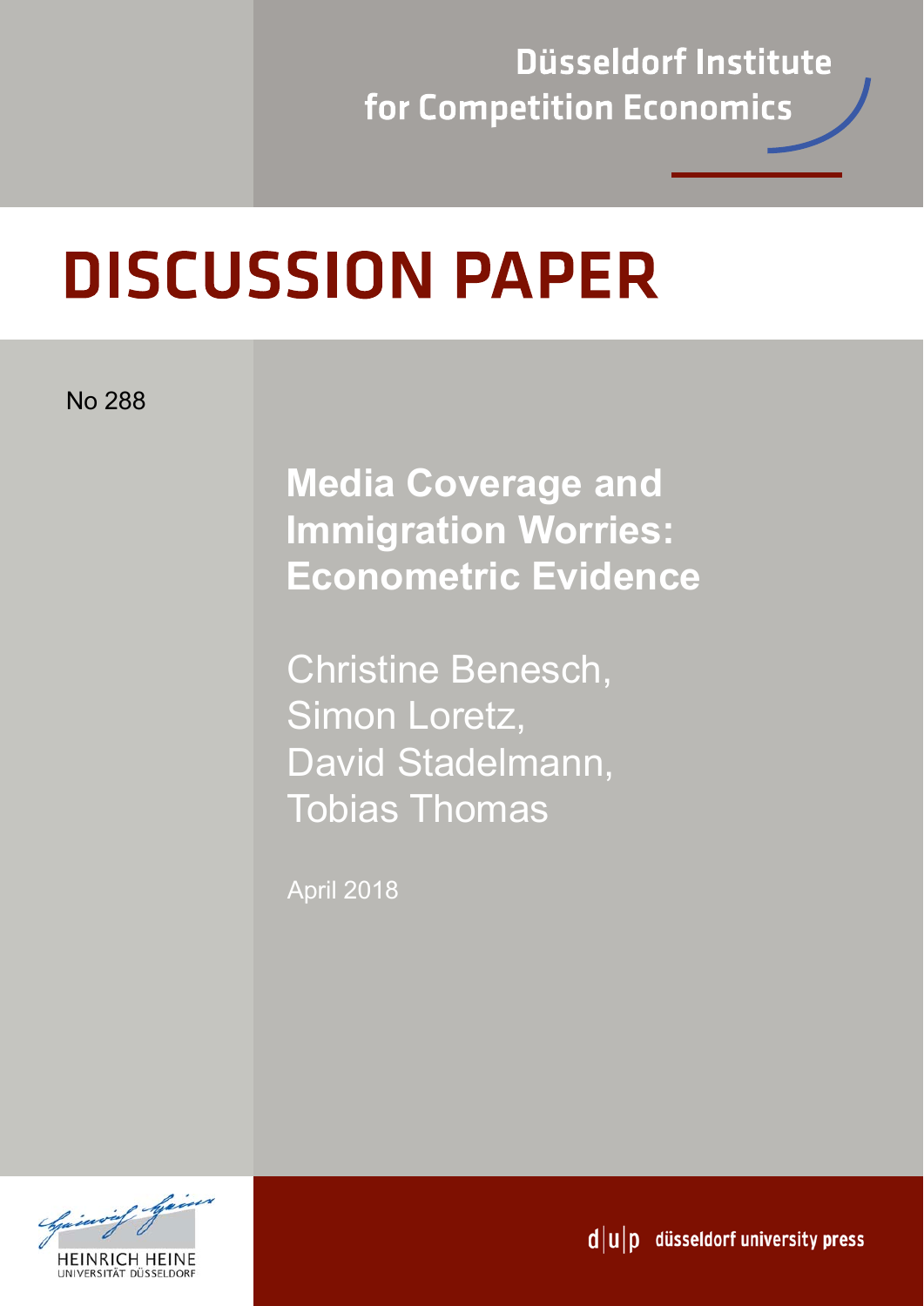Düsseldorf Institute for Competition Economics

# DISCUSSION PAPER

No 288

## Media Coverage and Immigration Worries: Econometric Evidence

Christine Benesch,
Simon Loretz,
David Stadelmann,
Tobias Thomas

April 2018

HEINRICH HEINE UNIVERSITÄT DÜSSELDORF

d|u|p düsseldorf university press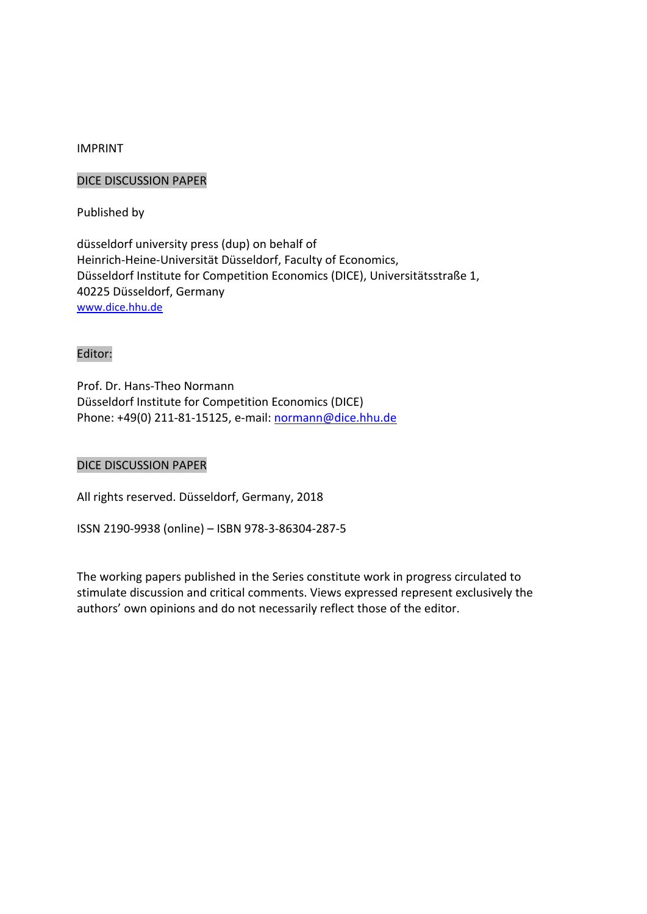IMPRINT

DICE DISCUSSION PAPER

Published by

düsseldorf university press (dup) on behalf of
Heinrich-Heine-Universität Düsseldorf, Faculty of Economics,
Düsseldorf Institute for Competition Economics (DICE), Universitätsstraße 1,
40225 Düsseldorf, Germany
www.dice.hhu.de

Editor:

Prof. Dr. Hans-Theo Normann
Düsseldorf Institute for Competition Economics (DICE)
Phone: +49(0) 211-81-15125, e-mail: normann@dice.hhu.de

DICE DISCUSSION PAPER

All rights reserved. Düsseldorf, Germany, 2018

ISSN 2190-9938 (online) – ISBN 978-3-86304-287-5

The working papers published in the Series constitute work in progress circulated to stimulate discussion and critical comments. Views expressed represent exclusively the authors' own opinions and do not necessarily reflect those of the editor.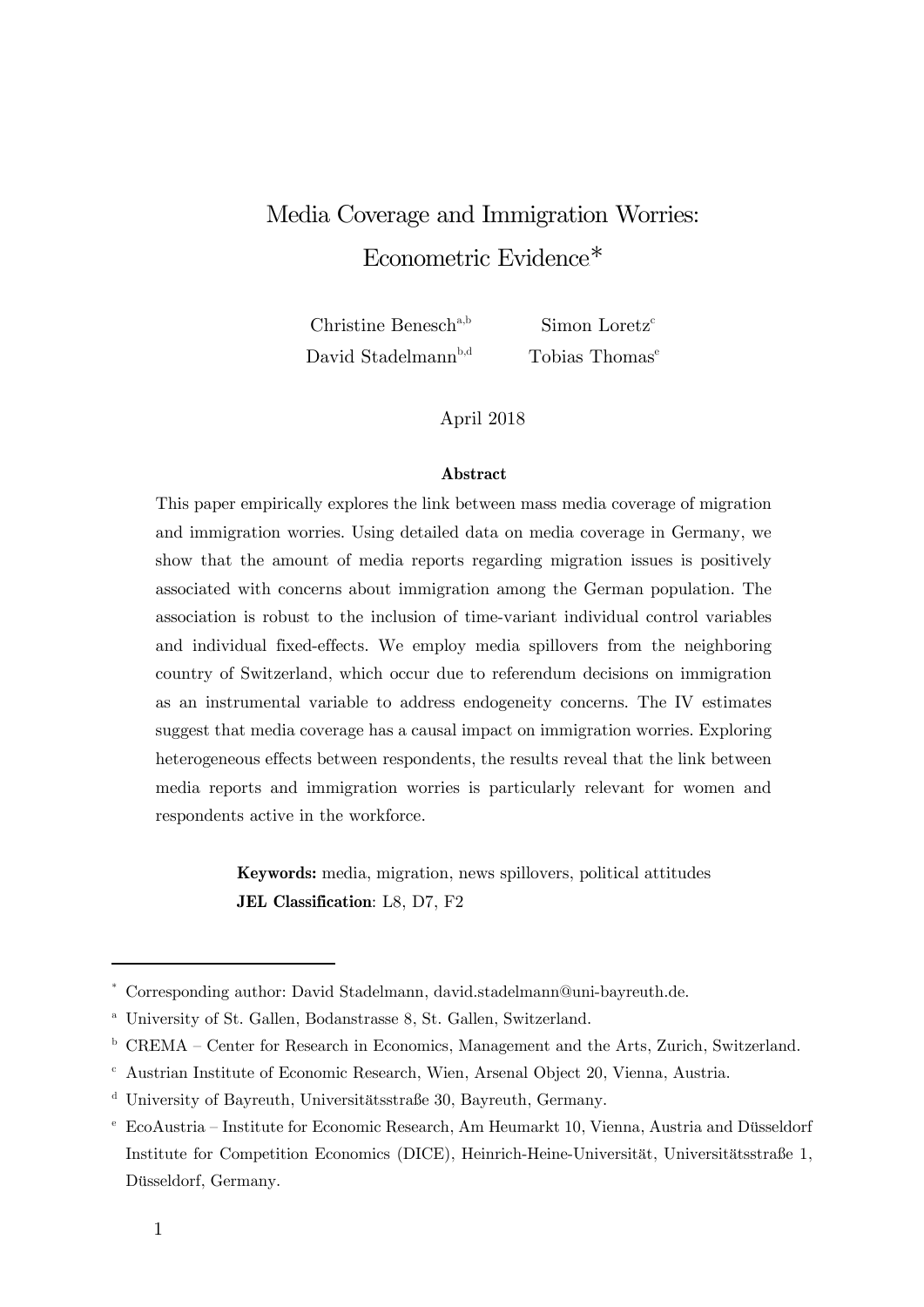# Media Coverage and Immigration Worries: Econometric Evidence*

Christine Benesch[a,b] Simon Loretz[c]
David Stadelmann[b,d] Tobias Thomas[e]

April 2018

**Abstract**

This paper empirically explores the link between mass media coverage of migration and immigration worries. Using detailed data on media coverage in Germany, we show that the amount of media reports regarding migration issues is positively associated with concerns about immigration among the German population. The association is robust to the inclusion of time-variant individual control variables and individual fixed-effects. We employ media spillovers from the neighboring country of Switzerland, which occur due to referendum decisions on immigration as an instrumental variable to address endogeneity concerns. The IV estimates suggest that media coverage has a causal impact on immigration worries. Exploring heterogeneous effects between respondents, the results reveal that the link between media reports and immigration worries is particularly relevant for women and respondents active in the workforce.

**Keywords:** media, migration, news spillovers, political attitudes
**JEL Classification**: L8, D7, F2

---

[*] Corresponding author: David Stadelmann, david.stadelmann@uni-bayreuth.de.

[a] University of St. Gallen, Bodanstrasse 8, St. Gallen, Switzerland.

[b] CREMA – Center for Research in Economics, Management and the Arts, Zurich, Switzerland.

[c] Austrian Institute of Economic Research, Wien, Arsenal Object 20, Vienna, Austria.

[d] University of Bayreuth, Universitätsstraße 30, Bayreuth, Germany.

[e] EcoAustria – Institute for Economic Research, Am Heumarkt 10, Vienna, Austria and Düsseldorf Institute for Competition Economics (DICE), Heinrich-Heine-Universität, Universitätsstraße 1, Düsseldorf, Germany.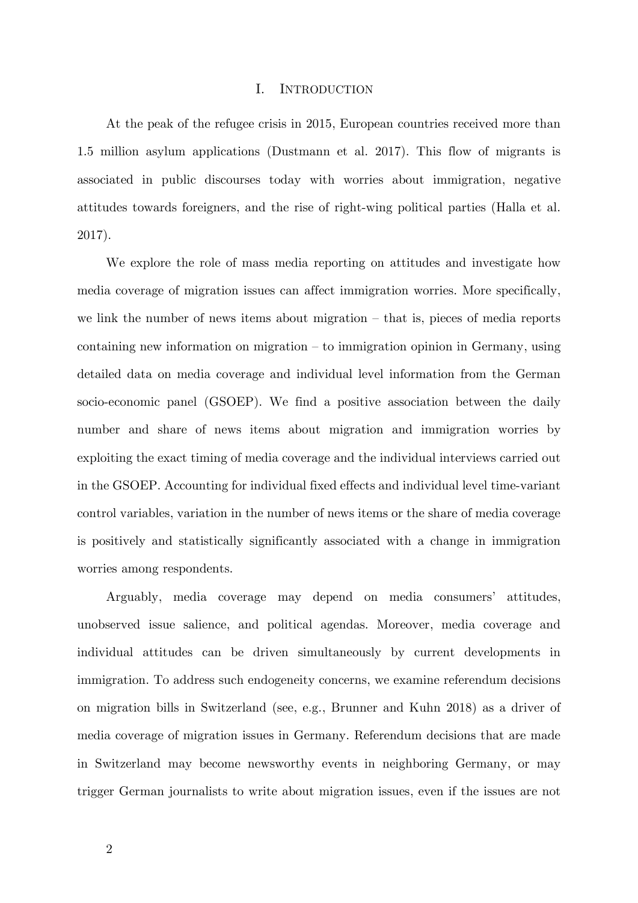# I. Introduction

At the peak of the refugee crisis in 2015, European countries received more than 1.5 million asylum applications (Dustmann et al. 2017). This flow of migrants is associated in public discourses today with worries about immigration, negative attitudes towards foreigners, and the rise of right-wing political parties (Halla et al. 2017).

We explore the role of mass media reporting on attitudes and investigate how media coverage of migration issues can affect immigration worries. More specifically, we link the number of news items about migration – that is, pieces of media reports containing new information on migration – to immigration opinion in Germany, using detailed data on media coverage and individual level information from the German socio-economic panel (GSOEP). We find a positive association between the daily number and share of news items about migration and immigration worries by exploiting the exact timing of media coverage and the individual interviews carried out in the GSOEP. Accounting for individual fixed effects and individual level time-variant control variables, variation in the number of news items or the share of media coverage is positively and statistically significantly associated with a change in immigration worries among respondents.

Arguably, media coverage may depend on media consumers' attitudes, unobserved issue salience, and political agendas. Moreover, media coverage and individual attitudes can be driven simultaneously by current developments in immigration. To address such endogeneity concerns, we examine referendum decisions on migration bills in Switzerland (see, e.g., Brunner and Kuhn 2018) as a driver of media coverage of migration issues in Germany. Referendum decisions that are made in Switzerland may become newsworthy events in neighboring Germany, or may trigger German journalists to write about migration issues, even if the issues are not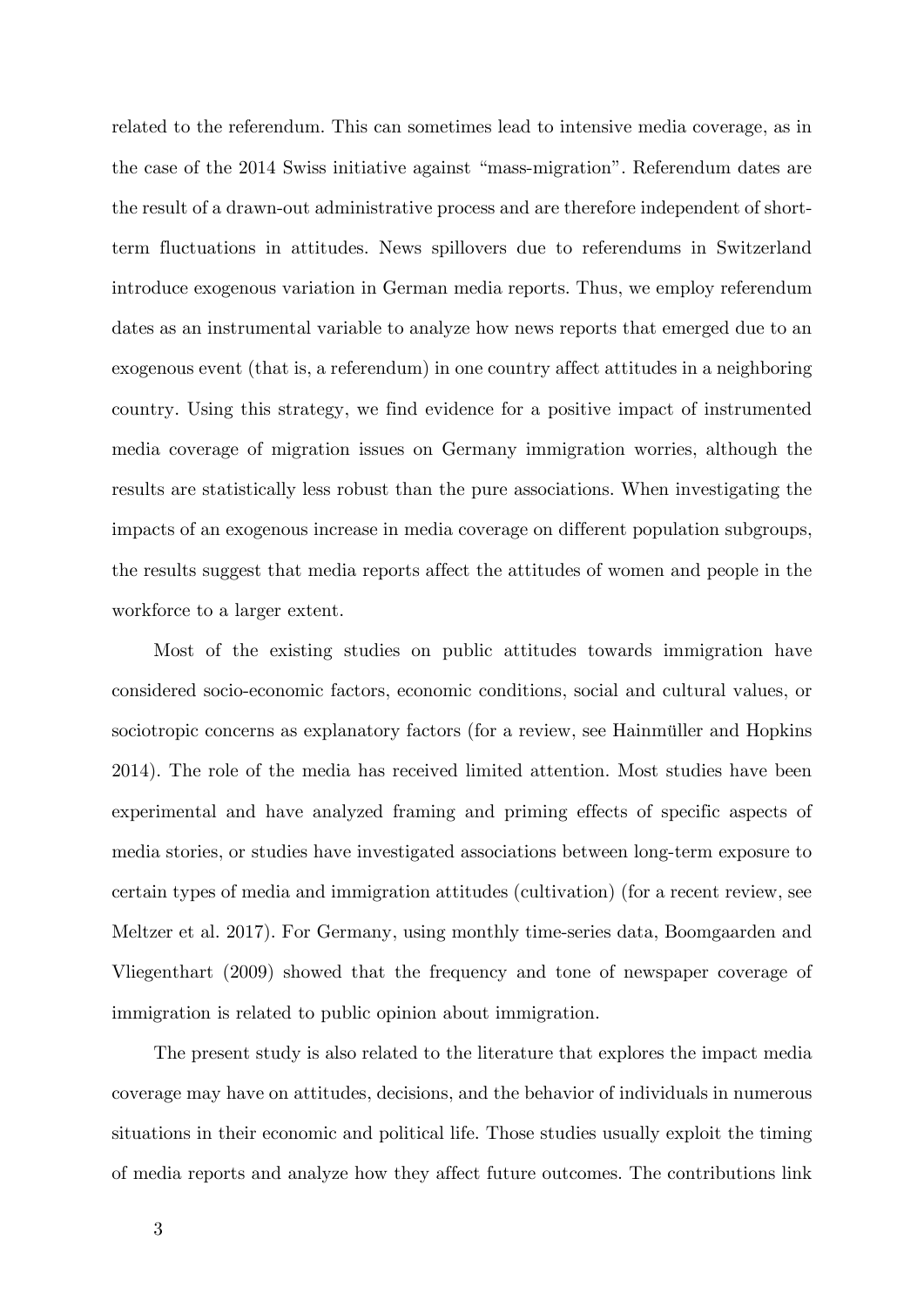related to the referendum. This can sometimes lead to intensive media coverage, as in the case of the 2014 Swiss initiative against "mass-migration". Referendum dates are the result of a drawn-out administrative process and are therefore independent of short-term fluctuations in attitudes. News spillovers due to referendums in Switzerland introduce exogenous variation in German media reports. Thus, we employ referendum dates as an instrumental variable to analyze how news reports that emerged due to an exogenous event (that is, a referendum) in one country affect attitudes in a neighboring country. Using this strategy, we find evidence for a positive impact of instrumented media coverage of migration issues on Germany immigration worries, although the results are statistically less robust than the pure associations. When investigating the impacts of an exogenous increase in media coverage on different population subgroups, the results suggest that media reports affect the attitudes of women and people in the workforce to a larger extent.

Most of the existing studies on public attitudes towards immigration have considered socio-economic factors, economic conditions, social and cultural values, or sociotropic concerns as explanatory factors (for a review, see Hainmüller and Hopkins 2014). The role of the media has received limited attention. Most studies have been experimental and have analyzed framing and priming effects of specific aspects of media stories, or studies have investigated associations between long-term exposure to certain types of media and immigration attitudes (cultivation) (for a recent review, see Meltzer et al. 2017). For Germany, using monthly time-series data, Boomgaarden and Vliegenthart (2009) showed that the frequency and tone of newspaper coverage of immigration is related to public opinion about immigration.

The present study is also related to the literature that explores the impact media coverage may have on attitudes, decisions, and the behavior of individuals in numerous situations in their economic and political life. Those studies usually exploit the timing of media reports and analyze how they affect future outcomes. The contributions link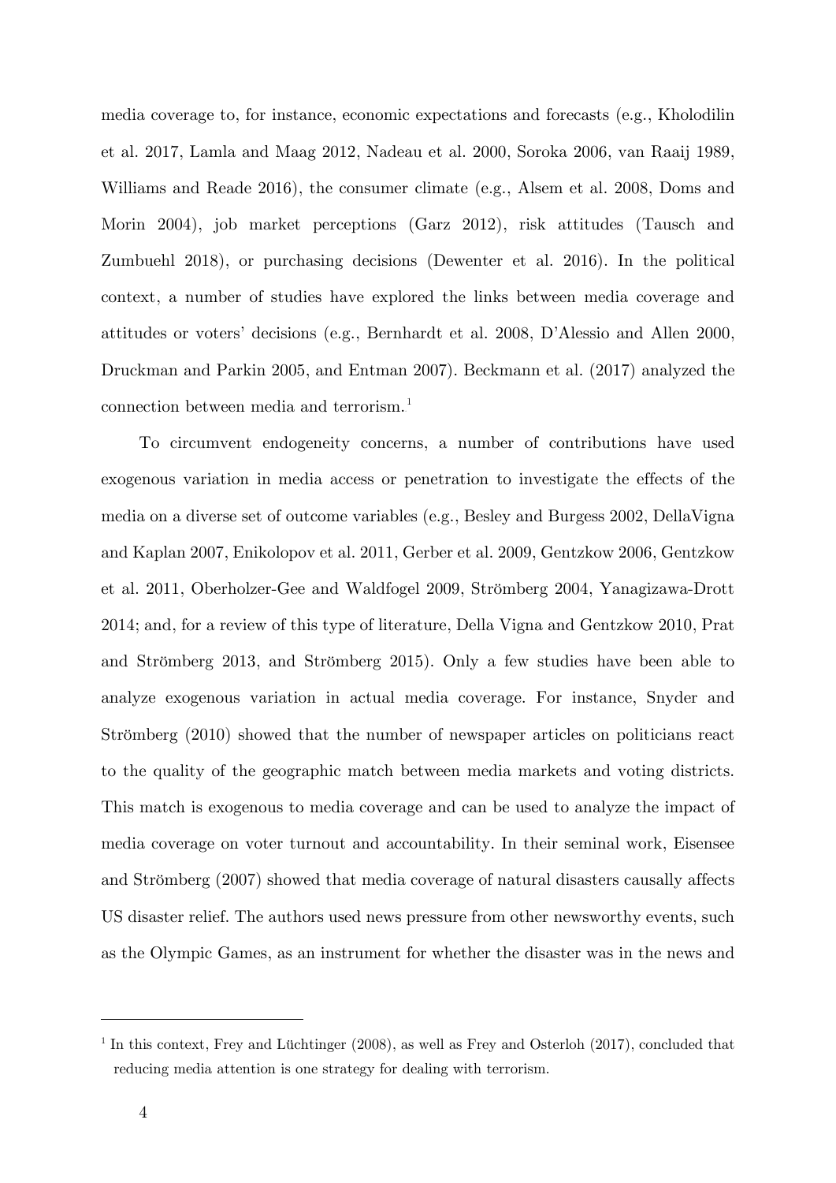media coverage to, for instance, economic expectations and forecasts (e.g., Kholodilin et al. 2017, Lamla and Maag 2012, Nadeau et al. 2000, Soroka 2006, van Raaij 1989, Williams and Reade 2016), the consumer climate (e.g., Alsem et al. 2008, Doms and Morin 2004), job market perceptions (Garz 2012), risk attitudes (Tausch and Zumbuehl 2018), or purchasing decisions (Dewenter et al. 2016). In the political context, a number of studies have explored the links between media coverage and attitudes or voters' decisions (e.g., Bernhardt et al. 2008, D'Alessio and Allen 2000, Druckman and Parkin 2005, and Entman 2007). Beckmann et al. (2017) analyzed the connection between media and terrorism.[1]

To circumvent endogeneity concerns, a number of contributions have used exogenous variation in media access or penetration to investigate the effects of the media on a diverse set of outcome variables (e.g., Besley and Burgess 2002, DellaVigna and Kaplan 2007, Enikolopov et al. 2011, Gerber et al. 2009, Gentzkow 2006, Gentzkow et al. 2011, Oberholzer-Gee and Waldfogel 2009, Strömberg 2004, Yanagizawa-Drott 2014; and, for a review of this type of literature, Della Vigna and Gentzkow 2010, Prat and Strömberg 2013, and Strömberg 2015). Only a few studies have been able to analyze exogenous variation in actual media coverage. For instance, Snyder and Strömberg (2010) showed that the number of newspaper articles on politicians react to the quality of the geographic match between media markets and voting districts. This match is exogenous to media coverage and can be used to analyze the impact of media coverage on voter turnout and accountability. In their seminal work, Eisensee and Strömberg (2007) showed that media coverage of natural disasters causally affects US disaster relief. The authors used news pressure from other newsworthy events, such as the Olympic Games, as an instrument for whether the disaster was in the news and

[1] In this context, Frey and Lüchtinger (2008), as well as Frey and Osterloh (2017), concluded that reducing media attention is one strategy for dealing with terrorism.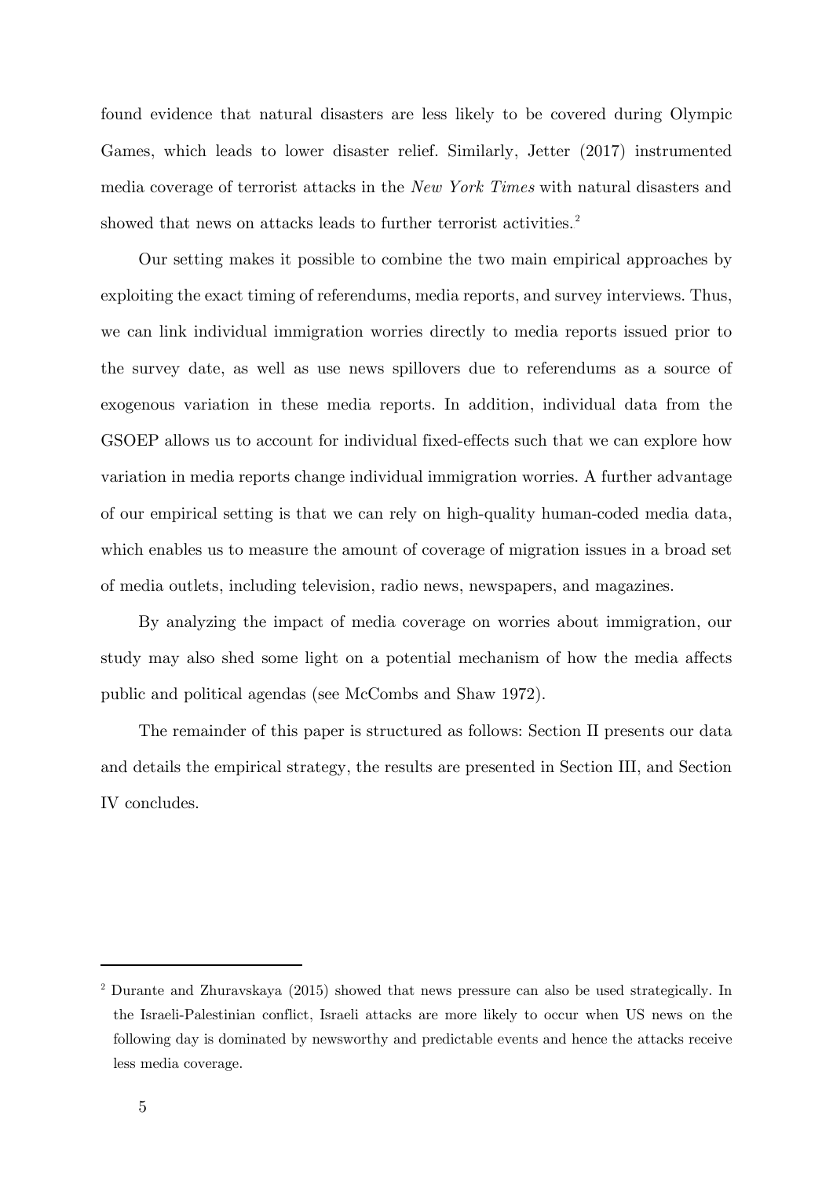found evidence that natural disasters are less likely to be covered during Olympic Games, which leads to lower disaster relief. Similarly, Jetter (2017) instrumented media coverage of terrorist attacks in the *New York Times* with natural disasters and showed that news on attacks leads to further terrorist activities.[2]

Our setting makes it possible to combine the two main empirical approaches by exploiting the exact timing of referendums, media reports, and survey interviews. Thus, we can link individual immigration worries directly to media reports issued prior to the survey date, as well as use news spillovers due to referendums as a source of exogenous variation in these media reports. In addition, individual data from the GSOEP allows us to account for individual fixed-effects such that we can explore how variation in media reports change individual immigration worries. A further advantage of our empirical setting is that we can rely on high-quality human-coded media data, which enables us to measure the amount of coverage of migration issues in a broad set of media outlets, including television, radio news, newspapers, and magazines.

By analyzing the impact of media coverage on worries about immigration, our study may also shed some light on a potential mechanism of how the media affects public and political agendas (see McCombs and Shaw 1972).

The remainder of this paper is structured as follows: Section II presents our data and details the empirical strategy, the results are presented in Section III, and Section IV concludes.

---

[2] Durante and Zhuravskaya (2015) showed that news pressure can also be used strategically. In the Israeli-Palestinian conflict, Israeli attacks are more likely to occur when US news on the following day is dominated by newsworthy and predictable events and hence the attacks receive less media coverage.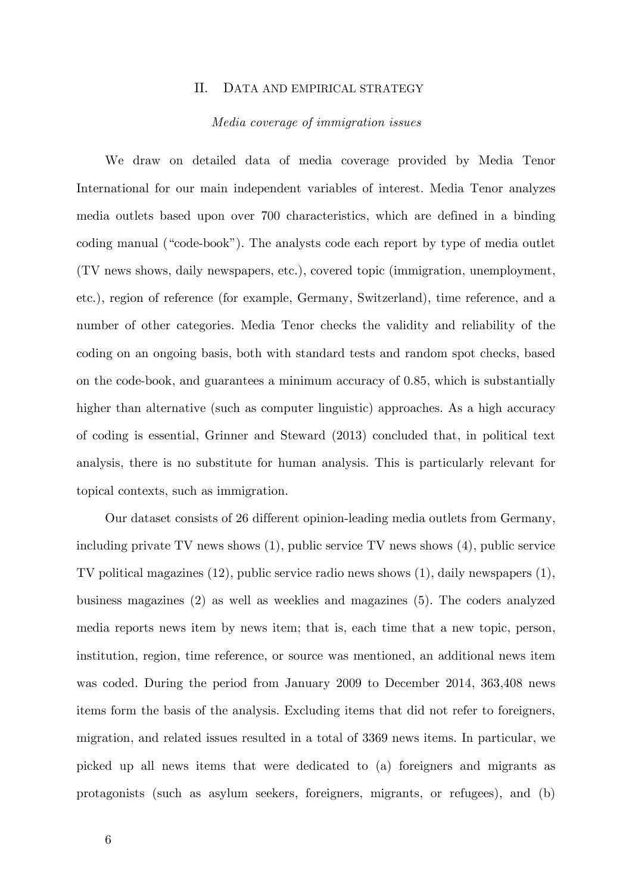## II. Data and empirical strategy

### *Media coverage of immigration issues*

We draw on detailed data of media coverage provided by Media Tenor International for our main independent variables of interest. Media Tenor analyzes media outlets based upon over 700 characteristics, which are defined in a binding coding manual ("code-book"). The analysts code each report by type of media outlet (TV news shows, daily newspapers, etc.), covered topic (immigration, unemployment, etc.), region of reference (for example, Germany, Switzerland), time reference, and a number of other categories. Media Tenor checks the validity and reliability of the coding on an ongoing basis, both with standard tests and random spot checks, based on the code-book, and guarantees a minimum accuracy of 0.85, which is substantially higher than alternative (such as computer linguistic) approaches. As a high accuracy of coding is essential, Grinner and Steward (2013) concluded that, in political text analysis, there is no substitute for human analysis. This is particularly relevant for topical contexts, such as immigration.

Our dataset consists of 26 different opinion-leading media outlets from Germany, including private TV news shows (1), public service TV news shows (4), public service TV political magazines (12), public service radio news shows (1), daily newspapers (1), business magazines (2) as well as weeklies and magazines (5). The coders analyzed media reports news item by news item; that is, each time that a new topic, person, institution, region, time reference, or source was mentioned, an additional news item was coded. During the period from January 2009 to December 2014, 363,408 news items form the basis of the analysis. Excluding items that did not refer to foreigners, migration, and related issues resulted in a total of 3369 news items. In particular, we picked up all news items that were dedicated to (a) foreigners and migrants as protagonists (such as asylum seekers, foreigners, migrants, or refugees), and (b)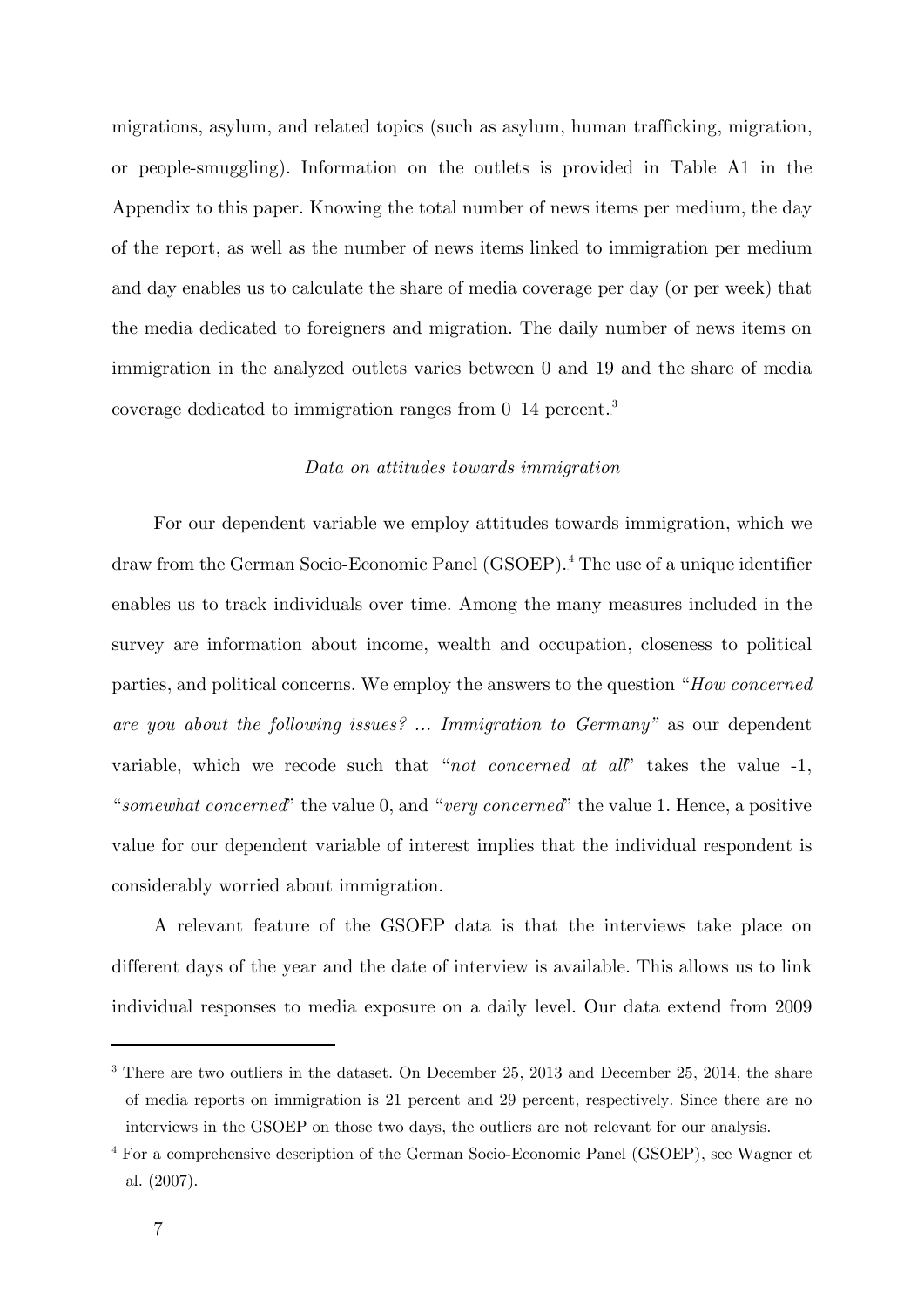migrations, asylum, and related topics (such as asylum, human trafficking, migration, or people-smuggling). Information on the outlets is provided in Table A1 in the Appendix to this paper. Knowing the total number of news items per medium, the day of the report, as well as the number of news items linked to immigration per medium and day enables us to calculate the share of media coverage per day (or per week) that the media dedicated to foreigners and migration. The daily number of news items on immigration in the analyzed outlets varies between 0 and 19 and the share of media coverage dedicated to immigration ranges from 0–14 percent.[3]

*Data on attitudes towards immigration*

For our dependent variable we employ attitudes towards immigration, which we draw from the German Socio-Economic Panel (GSOEP).[4] The use of a unique identifier enables us to track individuals over time. Among the many measures included in the survey are information about income, wealth and occupation, closeness to political parties, and political concerns. We employ the answers to the question "*How concerned are you about the following issues? ... Immigration to Germany"* as our dependent variable, which we recode such that "*not concerned at all*" takes the value -1, "*somewhat concerned*" the value 0, and "*very concerned*" the value 1. Hence, a positive value for our dependent variable of interest implies that the individual respondent is considerably worried about immigration.

A relevant feature of the GSOEP data is that the interviews take place on different days of the year and the date of interview is available. This allows us to link individual responses to media exposure on a daily level. Our data extend from 2009

[3] There are two outliers in the dataset. On December 25, 2013 and December 25, 2014, the share of media reports on immigration is 21 percent and 29 percent, respectively. Since there are no interviews in the GSOEP on those two days, the outliers are not relevant for our analysis.

[4] For a comprehensive description of the German Socio-Economic Panel (GSOEP), see Wagner et al. (2007).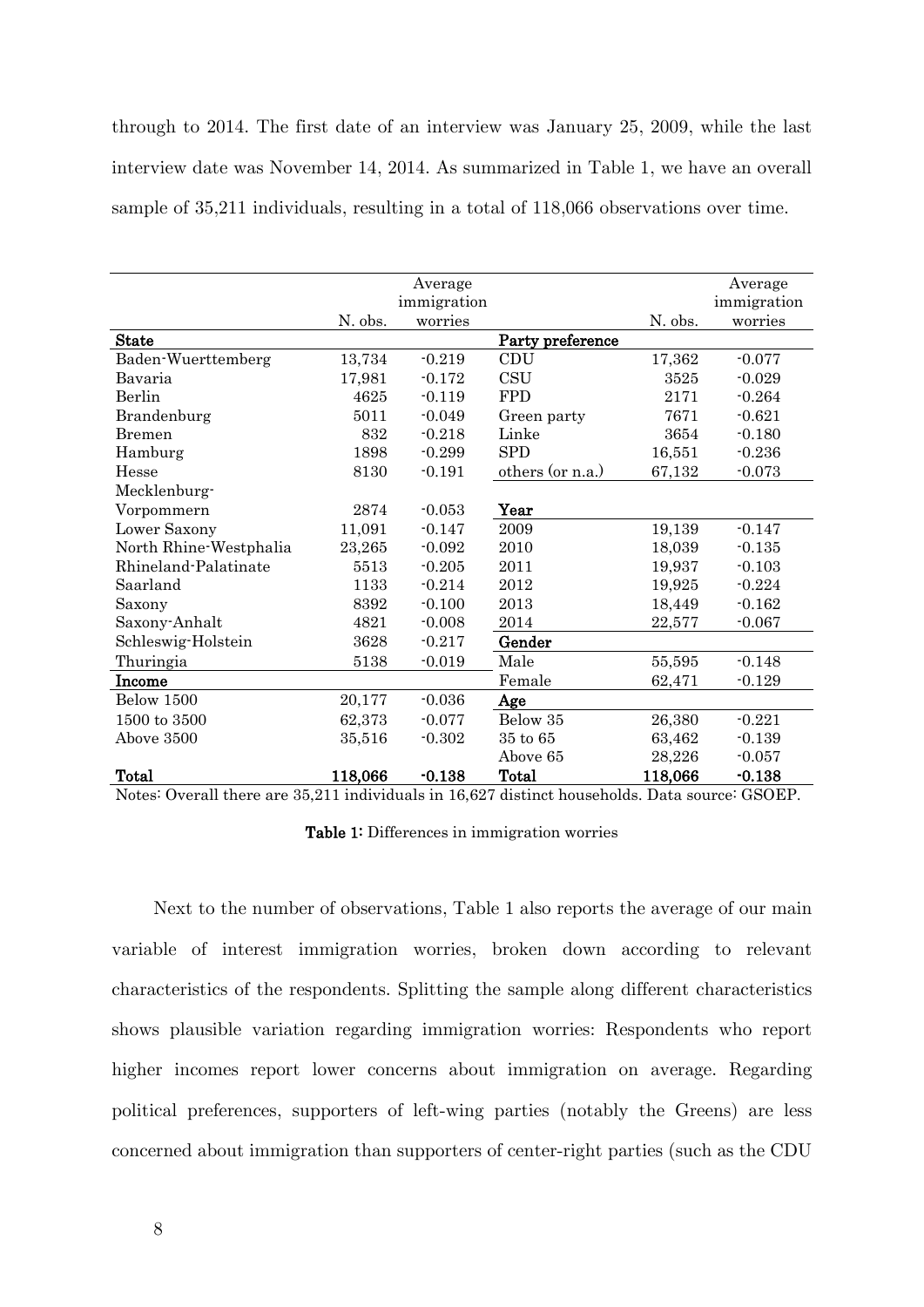through to 2014. The first date of an interview was January 25, 2009, while the last interview date was November 14, 2014. As summarized in Table 1, we have an overall sample of 35,211 individuals, resulting in a total of 118,066 observations over time.

| | N. obs. | Average immigration worries | | N. obs. | Average immigration worries |
|---|---|---|---|---|---|
| **State** | | | **Party preference** | | |
| Baden-Wuerttemberg | 13,734 | -0.219 | CDU | 17,362 | -0.077 |
| Bavaria | 17,981 | -0.172 | CSU | 3525 | -0.029 |
| Berlin | 4625 | -0.119 | FPD | 2171 | -0.264 |
| Brandenburg | 5011 | -0.049 | Green party | 7671 | -0.621 |
| Bremen | 832 | -0.218 | Linke | 3654 | -0.180 |
| Hamburg | 1898 | -0.299 | SPD | 16,551 | -0.236 |
| Hesse | 8130 | -0.191 | others (or n.a.) | 67,132 | -0.073 |
| Mecklenburg-Vorpommern | 2874 | -0.053 | **Year** | | |
| Lower Saxony | 11,091 | -0.147 | 2009 | 19,139 | -0.147 |
| North Rhine-Westphalia | 23,265 | -0.092 | 2010 | 18,039 | -0.135 |
| Rhineland-Palatinate | 5513 | -0.205 | 2011 | 19,937 | -0.103 |
| Saarland | 1133 | -0.214 | 2012 | 19,925 | -0.224 |
| Saxony | 8392 | -0.100 | 2013 | 18,449 | -0.162 |
| Saxony-Anhalt | 4821 | -0.008 | 2014 | 22,577 | -0.067 |
| Schleswig-Holstein | 3628 | -0.217 | **Gender** | | |
| Thuringia | 5138 | -0.019 | Male | 55,595 | -0.148 |
| **Income** | | | Female | 62,471 | -0.129 |
| Below 1500 | 20,177 | -0.036 | **Age** | | |
| 1500 to 3500 | 62,373 | -0.077 | Below 35 | 26,380 | -0.221 |
| Above 3500 | 35,516 | -0.302 | 35 to 65 | 63,462 | -0.139 |
| | | | Above 65 | 28,226 | -0.057 |
| **Total** | **118,066** | **-0.138** | **Total** | **118,066** | **-0.138** |

Notes: Overall there are 35,211 individuals in 16,627 distinct households. Data source: GSOEP.

**Table 1:** Differences in immigration worries

Next to the number of observations, Table 1 also reports the average of our main variable of interest immigration worries, broken down according to relevant characteristics of the respondents. Splitting the sample along different characteristics shows plausible variation regarding immigration worries: Respondents who report higher incomes report lower concerns about immigration on average. Regarding political preferences, supporters of left-wing parties (notably the Greens) are less concerned about immigration than supporters of center-right parties (such as the CDU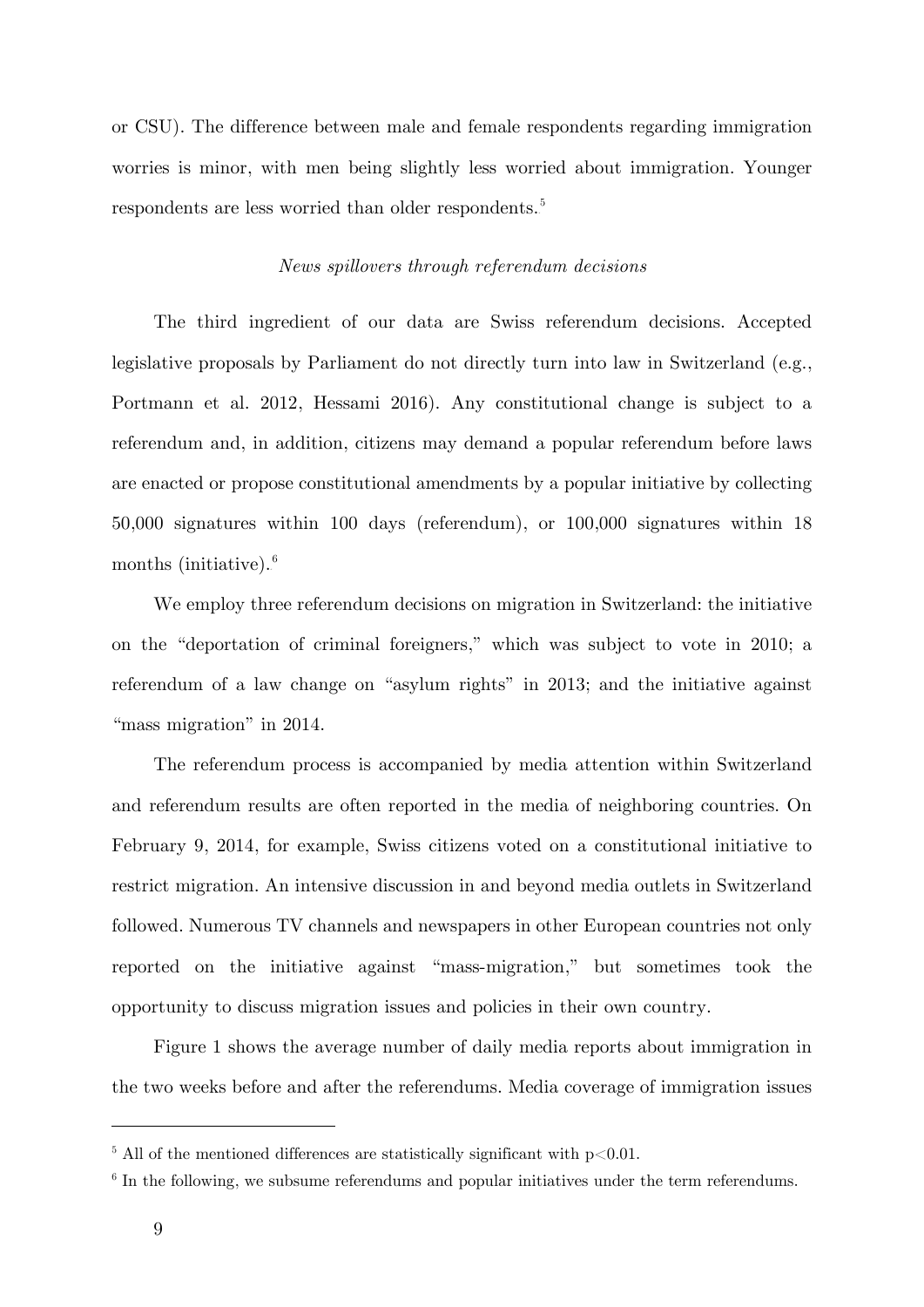or CSU). The difference between male and female respondents regarding immigration worries is minor, with men being slightly less worried about immigration. Younger respondents are less worried than older respondents.[5]

*News spillovers through referendum decisions*

The third ingredient of our data are Swiss referendum decisions. Accepted legislative proposals by Parliament do not directly turn into law in Switzerland (e.g., Portmann et al. 2012, Hessami 2016). Any constitutional change is subject to a referendum and, in addition, citizens may demand a popular referendum before laws are enacted or propose constitutional amendments by a popular initiative by collecting 50,000 signatures within 100 days (referendum), or 100,000 signatures within 18 months (initiative).[6]

We employ three referendum decisions on migration in Switzerland: the initiative on the "deportation of criminal foreigners," which was subject to vote in 2010; a referendum of a law change on "asylum rights" in 2013; and the initiative against "mass migration" in 2014.

The referendum process is accompanied by media attention within Switzerland and referendum results are often reported in the media of neighboring countries. On February 9, 2014, for example, Swiss citizens voted on a constitutional initiative to restrict migration. An intensive discussion in and beyond media outlets in Switzerland followed. Numerous TV channels and newspapers in other European countries not only reported on the initiative against "mass-migration," but sometimes took the opportunity to discuss migration issues and policies in their own country.

Figure 1 shows the average number of daily media reports about immigration in the two weeks before and after the referendums. Media coverage of immigration issues

---

[5] All of the mentioned differences are statistically significant with $p<0.01$.

[6] In the following, we subsume referendums and popular initiatives under the term referendums.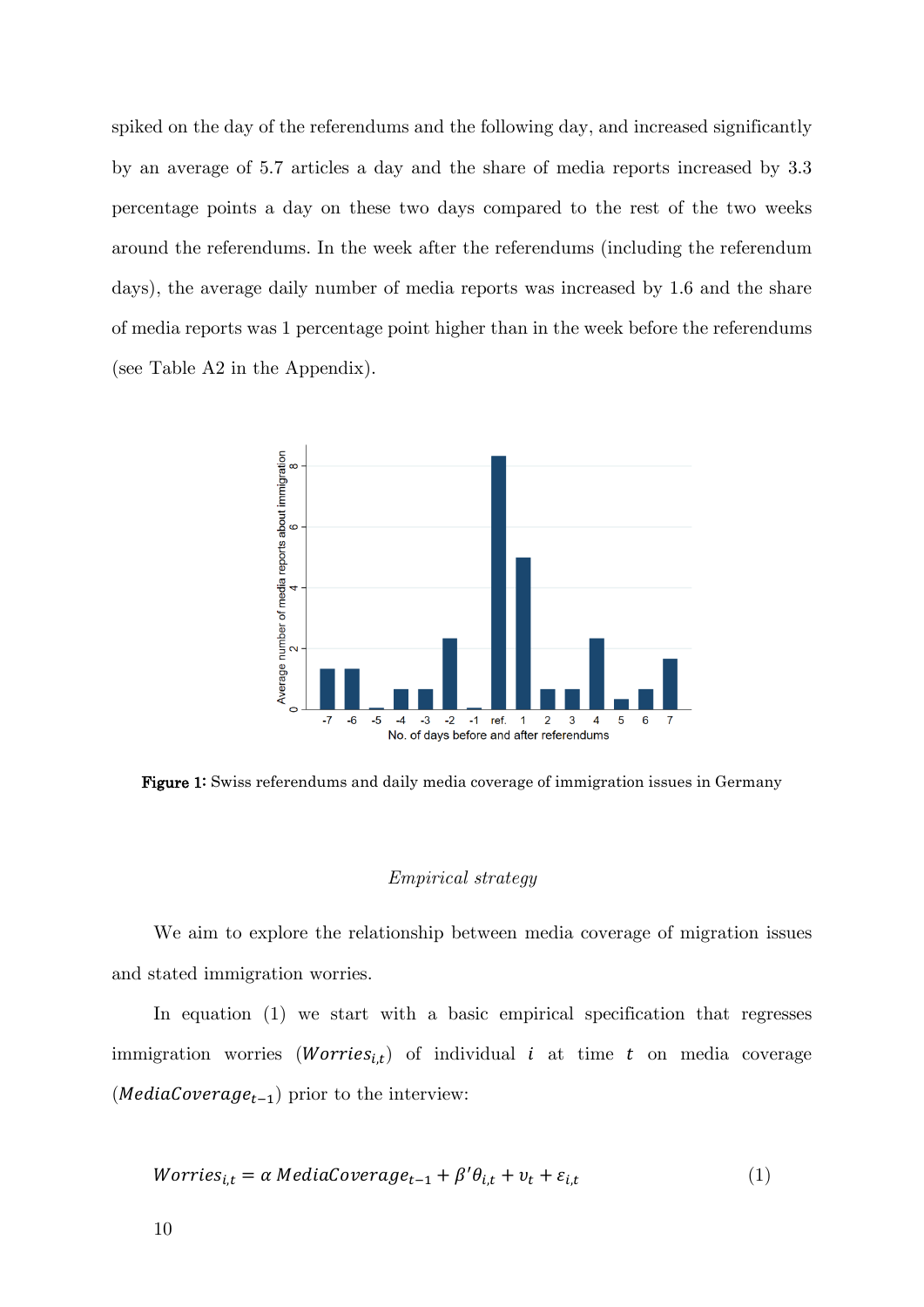spiked on the day of the referendums and the following day, and increased significantly by an average of 5.7 articles a day and the share of media reports increased by 3.3 percentage points a day on these two days compared to the rest of the two weeks around the referendums. In the week after the referendums (including the referendum days), the average daily number of media reports was increased by 1.6 and the share of media reports was 1 percentage point higher than in the week before the referendums (see Table A2 in the Appendix).

**Figure 1:** Swiss referendums and daily media coverage of immigration issues in Germany

*Empirical strategy*

We aim to explore the relationship between media coverage of migration issues and stated immigration worries.

In equation (1) we start with a basic empirical specification that regresses immigration worries ($Worries_{i,t}$) of individual $i$ at time $t$ on media coverage ($MediaCoverage_{t-1}$) prior to the interview:

$$Worries_{i,t} = \alpha \, MediaCoverage_{t-1} + \beta' \theta_{i,t} + \upsilon_t + \varepsilon_{i,t} \tag{1}$$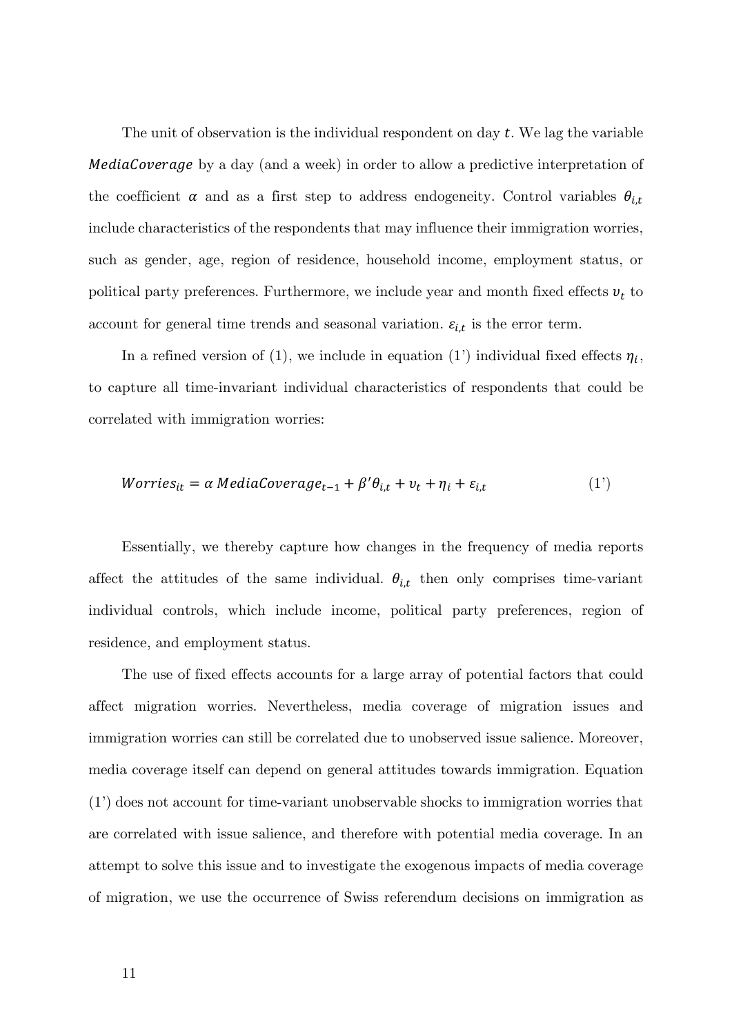The unit of observation is the individual respondent on day $t$. We lag the variable $MediaCoverage$ by a day (and a week) in order to allow a predictive interpretation of the coefficient $\alpha$ and as a first step to address endogeneity. Control variables $\theta_{i,t}$ include characteristics of the respondents that may influence their immigration worries, such as gender, age, region of residence, household income, employment status, or political party preferences. Furthermore, we include year and month fixed effects $v_t$ to account for general time trends and seasonal variation. $\varepsilon_{i,t}$ is the error term.

In a refined version of (1), we include in equation (1') individual fixed effects $\eta_i$, to capture all time-invariant individual characteristics of respondents that could be correlated with immigration worries:

$$Worries_{it} = \alpha \, MediaCoverage_{t-1} + \beta' \theta_{i,t} + v_t + \eta_i + \varepsilon_{i,t} \tag{1'}$$

Essentially, we thereby capture how changes in the frequency of media reports affect the attitudes of the same individual. $\theta_{i,t}$ then only comprises time-variant individual controls, which include income, political party preferences, region of residence, and employment status.

The use of fixed effects accounts for a large array of potential factors that could affect migration worries. Nevertheless, media coverage of migration issues and immigration worries can still be correlated due to unobserved issue salience. Moreover, media coverage itself can depend on general attitudes towards immigration. Equation (1') does not account for time-variant unobservable shocks to immigration worries that are correlated with issue salience, and therefore with potential media coverage. In an attempt to solve this issue and to investigate the exogenous impacts of media coverage of migration, we use the occurrence of Swiss referendum decisions on immigration as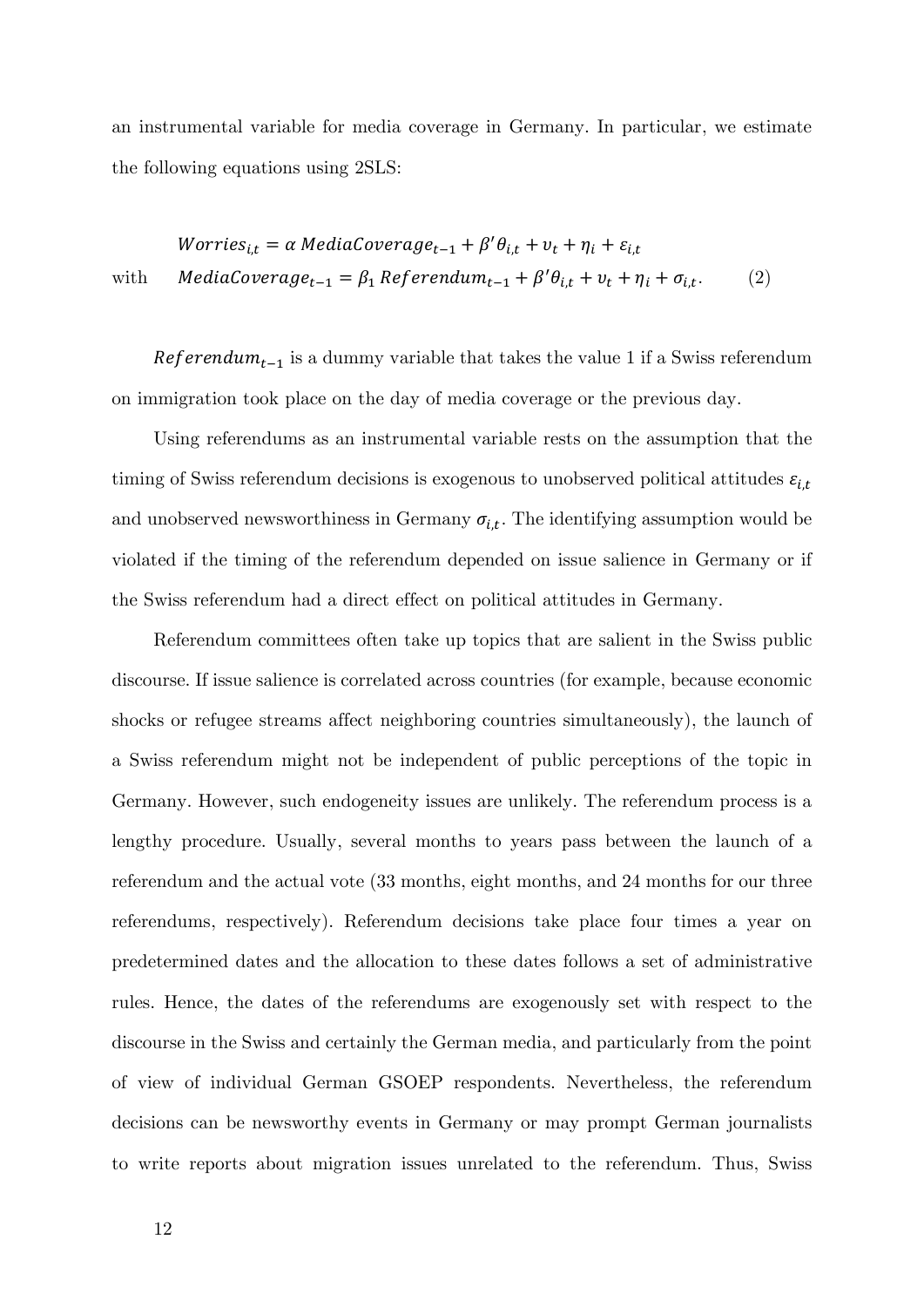an instrumental variable for media coverage in Germany. In particular, we estimate the following equations using 2SLS:

$$
\begin{aligned}
& Worries_{i,t} = \alpha \, MediaCoverage_{t-1} + \beta' \theta_{i,t} + \upsilon_t + \eta_i + \varepsilon_{i,t} \\
\text{with} \quad & MediaCoverage_{t-1} = \beta_1 \, Referendum_{t-1} + \beta' \theta_{i,t} + \upsilon_t + \eta_i + \sigma_{i,t}. \qquad (2)
\end{aligned}
$$

$Referendum_{t-1}$ is a dummy variable that takes the value 1 if a Swiss referendum on immigration took place on the day of media coverage or the previous day.

Using referendums as an instrumental variable rests on the assumption that the timing of Swiss referendum decisions is exogenous to unobserved political attitudes $\varepsilon_{i,t}$ and unobserved newsworthiness in Germany $\sigma_{i,t}$. The identifying assumption would be violated if the timing of the referendum depended on issue salience in Germany or if the Swiss referendum had a direct effect on political attitudes in Germany.

Referendum committees often take up topics that are salient in the Swiss public discourse. If issue salience is correlated across countries (for example, because economic shocks or refugee streams affect neighboring countries simultaneously), the launch of a Swiss referendum might not be independent of public perceptions of the topic in Germany. However, such endogeneity issues are unlikely. The referendum process is a lengthy procedure. Usually, several months to years pass between the launch of a referendum and the actual vote (33 months, eight months, and 24 months for our three referendums, respectively). Referendum decisions take place four times a year on predetermined dates and the allocation to these dates follows a set of administrative rules. Hence, the dates of the referendums are exogenously set with respect to the discourse in the Swiss and certainly the German media, and particularly from the point of view of individual German GSOEP respondents. Nevertheless, the referendum decisions can be newsworthy events in Germany or may prompt German journalists to write reports about migration issues unrelated to the referendum. Thus, Swiss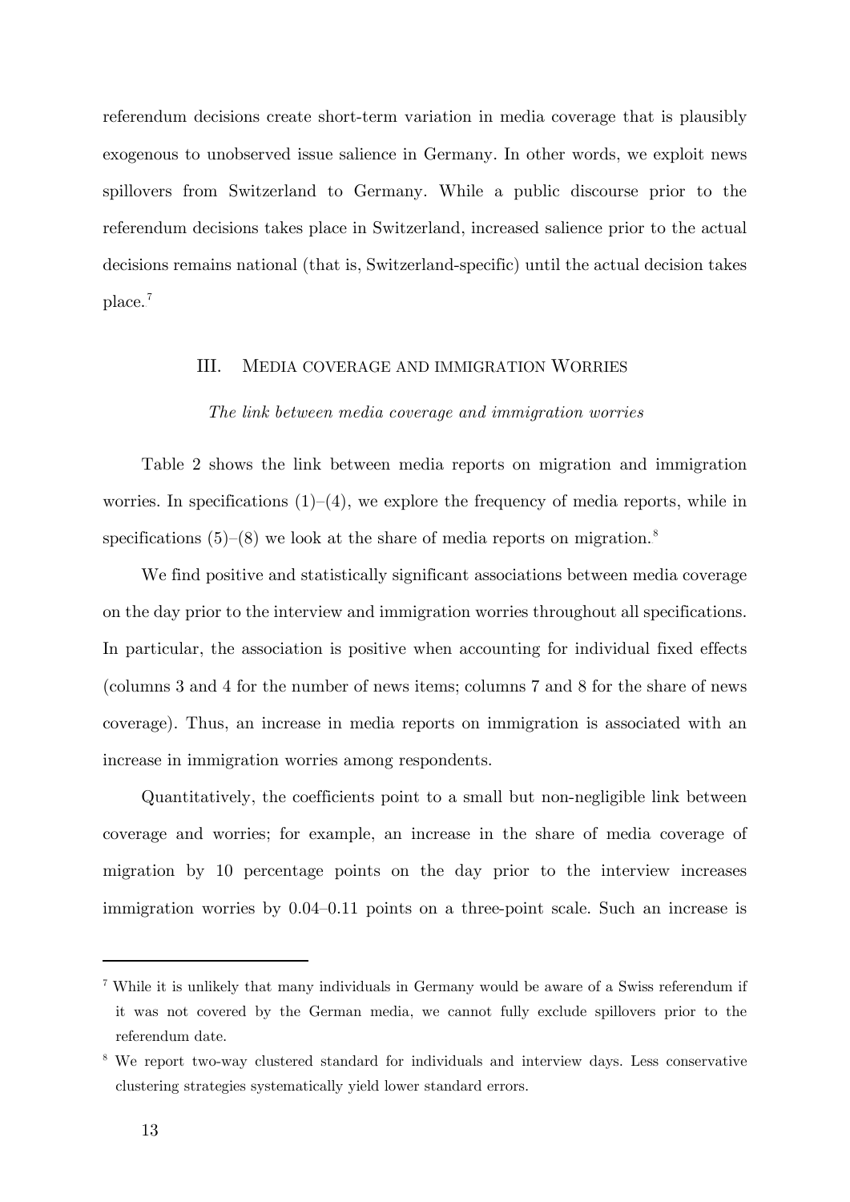referendum decisions create short-term variation in media coverage that is plausibly exogenous to unobserved issue salience in Germany. In other words, we exploit news spillovers from Switzerland to Germany. While a public discourse prior to the referendum decisions takes place in Switzerland, increased salience prior to the actual decisions remains national (that is, Switzerland-specific) until the actual decision takes place.[7]

## III. Media coverage and immigration Worries

### *The link between media coverage and immigration worries*

Table 2 shows the link between media reports on migration and immigration worries. In specifications (1)–(4), we explore the frequency of media reports, while in specifications (5)–(8) we look at the share of media reports on migration.[8]

We find positive and statistically significant associations between media coverage on the day prior to the interview and immigration worries throughout all specifications. In particular, the association is positive when accounting for individual fixed effects (columns 3 and 4 for the number of news items; columns 7 and 8 for the share of news coverage). Thus, an increase in media reports on immigration is associated with an increase in immigration worries among respondents.

Quantitatively, the coefficients point to a small but non-negligible link between coverage and worries; for example, an increase in the share of media coverage of migration by 10 percentage points on the day prior to the interview increases immigration worries by 0.04–0.11 points on a three-point scale. Such an increase is

---

[7] While it is unlikely that many individuals in Germany would be aware of a Swiss referendum if it was not covered by the German media, we cannot fully exclude spillovers prior to the referendum date.

[8] We report two-way clustered standard for individuals and interview days. Less conservative clustering strategies systematically yield lower standard errors.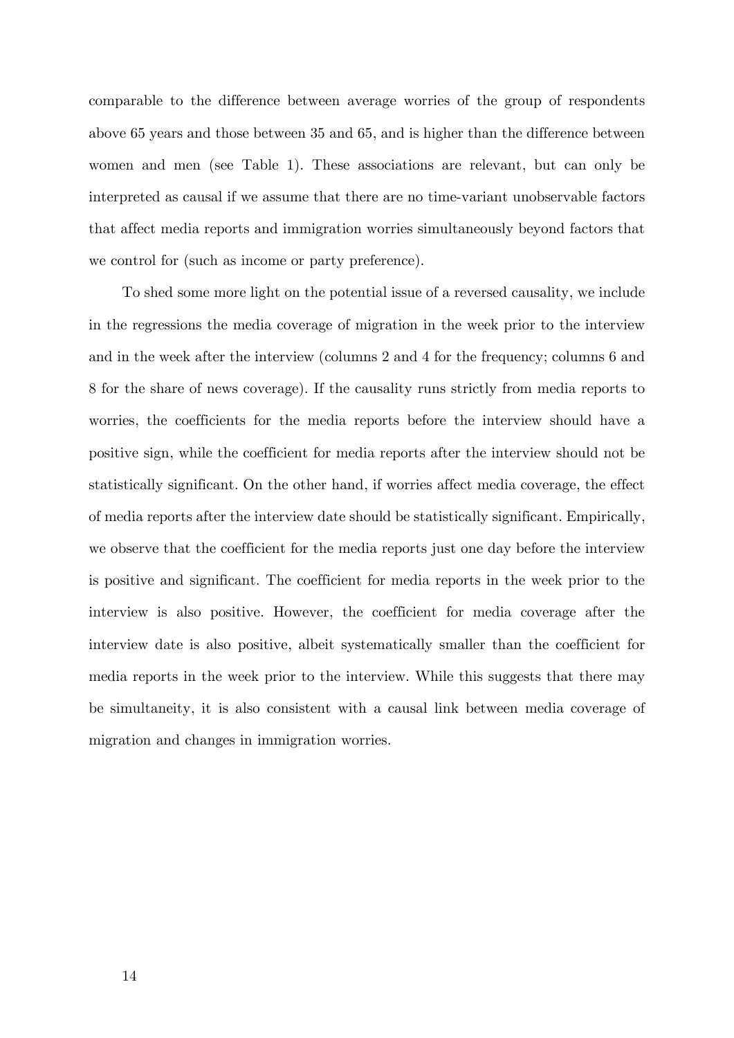comparable to the difference between average worries of the group of respondents above 65 years and those between 35 and 65, and is higher than the difference between women and men (see Table 1). These associations are relevant, but can only be interpreted as causal if we assume that there are no time-variant unobservable factors that affect media reports and immigration worries simultaneously beyond factors that we control for (such as income or party preference).

To shed some more light on the potential issue of a reversed causality, we include in the regressions the media coverage of migration in the week prior to the interview and in the week after the interview (columns 2 and 4 for the frequency; columns 6 and 8 for the share of news coverage). If the causality runs strictly from media reports to worries, the coefficients for the media reports before the interview should have a positive sign, while the coefficient for media reports after the interview should not be statistically significant. On the other hand, if worries affect media coverage, the effect of media reports after the interview date should be statistically significant. Empirically, we observe that the coefficient for the media reports just one day before the interview is positive and significant. The coefficient for media reports in the week prior to the interview is also positive. However, the coefficient for media coverage after the interview date is also positive, albeit systematically smaller than the coefficient for media reports in the week prior to the interview. While this suggests that there may be simultaneity, it is also consistent with a causal link between media coverage of migration and changes in immigration worries.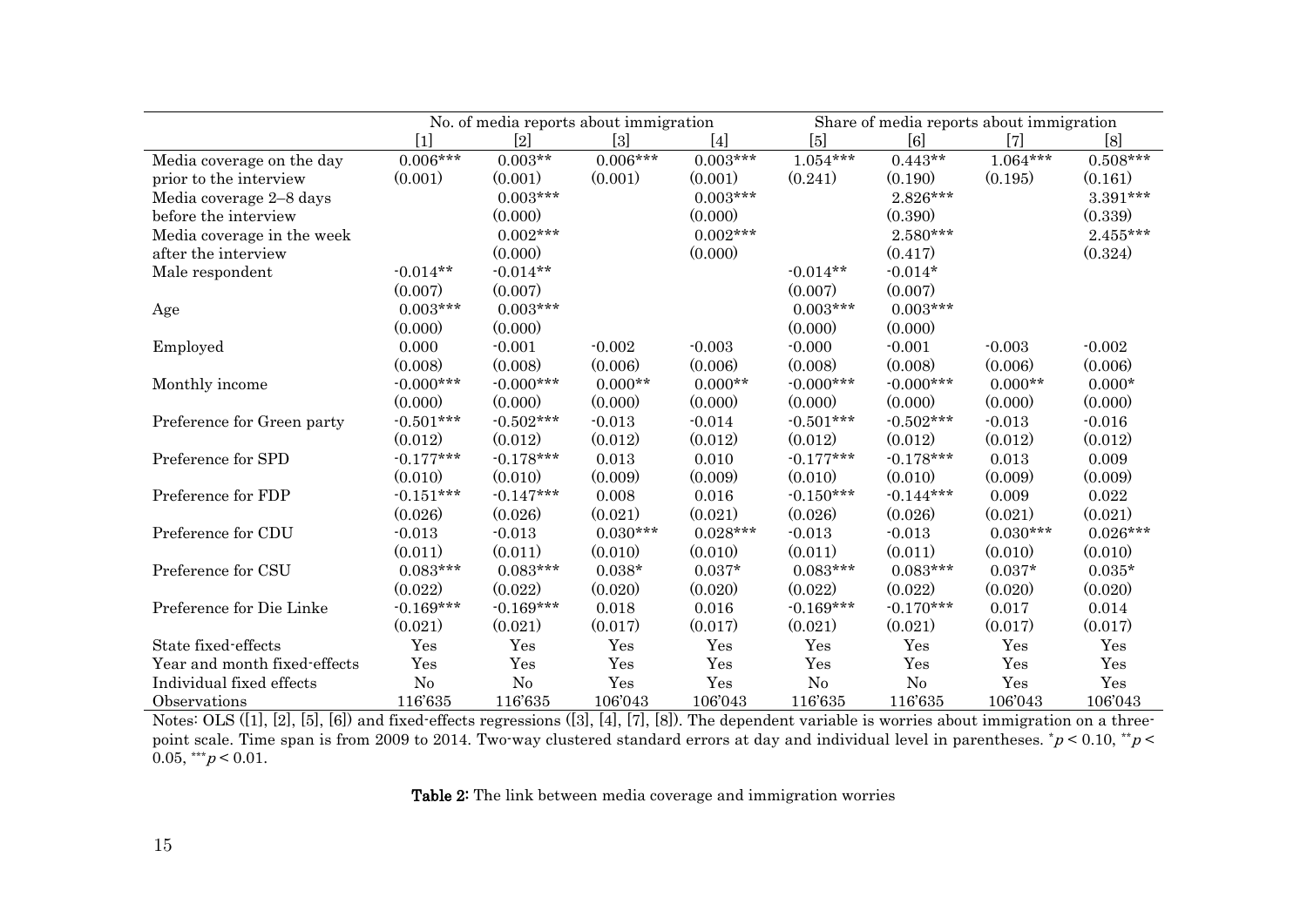| | No. of media reports about immigration | | | | Share of media reports about immigration | | | |
|---|---|---|---|---|---|---|---|---|
| | [1] | [2] | [3] | [4] | [5] | [6] | [7] | [8] |
| Media coverage on the day prior to the interview | 0.006*** | 0.003** | 0.006*** | 0.003*** | 1.054*** | 0.443** | 1.064*** | 0.508*** |
| | (0.001) | (0.001) | (0.001) | (0.001) | (0.241) | (0.190) | (0.195) | (0.161) |
| Media coverage 2–8 days before the interview | | 0.003*** | | 0.003*** | | 2.826*** | | 3.391*** |
| | | (0.000) | | (0.000) | | (0.390) | | (0.339) |
| Media coverage in the week after the interview | | 0.002*** | | 0.002*** | | 2.580*** | | 2.455*** |
| | | (0.000) | | (0.000) | | (0.417) | | (0.324) |
| Male respondent | -0.014** | -0.014** | | | -0.014** | -0.014* | | |
| | (0.007) | (0.007) | | | (0.007) | (0.007) | | |
| Age | 0.003*** | 0.003*** | | | 0.003*** | 0.003*** | | |
| | (0.000) | (0.000) | | | (0.000) | (0.000) | | |
| Employed | 0.000 | -0.001 | -0.002 | -0.003 | -0.000 | -0.001 | -0.003 | -0.002 |
| | (0.008) | (0.008) | (0.006) | (0.006) | (0.008) | (0.008) | (0.006) | (0.006) |
| Monthly income | -0.000*** | -0.000*** | 0.000** | 0.000** | -0.000*** | -0.000*** | 0.000** | 0.000* |
| | (0.000) | (0.000) | (0.000) | (0.000) | (0.000) | (0.000) | (0.000) | (0.000) |
| Preference for Green party | -0.501*** | -0.502*** | -0.013 | -0.014 | -0.501*** | -0.502*** | -0.013 | -0.016 |
| | (0.012) | (0.012) | (0.012) | (0.012) | (0.012) | (0.012) | (0.012) | (0.012) |
| Preference for SPD | -0.177*** | -0.178*** | 0.013 | 0.010 | -0.177*** | -0.178*** | 0.013 | 0.009 |
| | (0.010) | (0.010) | (0.009) | (0.009) | (0.010) | (0.010) | (0.009) | (0.009) |
| Preference for FDP | -0.151*** | -0.147*** | 0.008 | 0.016 | -0.150*** | -0.144*** | 0.009 | 0.022 |
| | (0.026) | (0.026) | (0.021) | (0.021) | (0.026) | (0.026) | (0.021) | (0.021) |
| Preference for CDU | -0.013 | -0.013 | 0.030*** | 0.028*** | -0.013 | -0.013 | 0.030*** | 0.026*** |
| | (0.011) | (0.011) | (0.010) | (0.010) | (0.011) | (0.011) | (0.010) | (0.010) |
| Preference for CSU | 0.083*** | 0.083*** | 0.038* | 0.037* | 0.083*** | 0.083*** | 0.037* | 0.035* |
| | (0.022) | (0.022) | (0.020) | (0.020) | (0.022) | (0.022) | (0.020) | (0.020) |
| Preference for Die Linke | -0.169*** | -0.169*** | 0.018 | 0.016 | -0.169*** | -0.170*** | 0.017 | 0.014 |
| | (0.021) | (0.021) | (0.017) | (0.017) | (0.021) | (0.021) | (0.017) | (0.017) |
| State fixed-effects | Yes | Yes | Yes | Yes | Yes | Yes | Yes | Yes |
| Year and month fixed-effects | Yes | Yes | Yes | Yes | Yes | Yes | Yes | Yes |
| Individual fixed effects | No | No | Yes | Yes | No | No | Yes | Yes |
| Observations | 116'635 | 116'635 | 106'043 | 106'043 | 116'635 | 116'635 | 106'043 | 106'043 |

Notes: OLS ([1], [2], [5], [6]) and fixed-effects regressions ([3], [4], [7], [8]). The dependent variable is worries about immigration on a three-point scale. Time span is from 2009 to 2014. Two-way clustered standard errors at day and individual level in parentheses. $^{*}p < 0.10$, $^{**}p < 0.05$, $^{***}p < 0.01$.

**Table 2:** The link between media coverage and immigration worries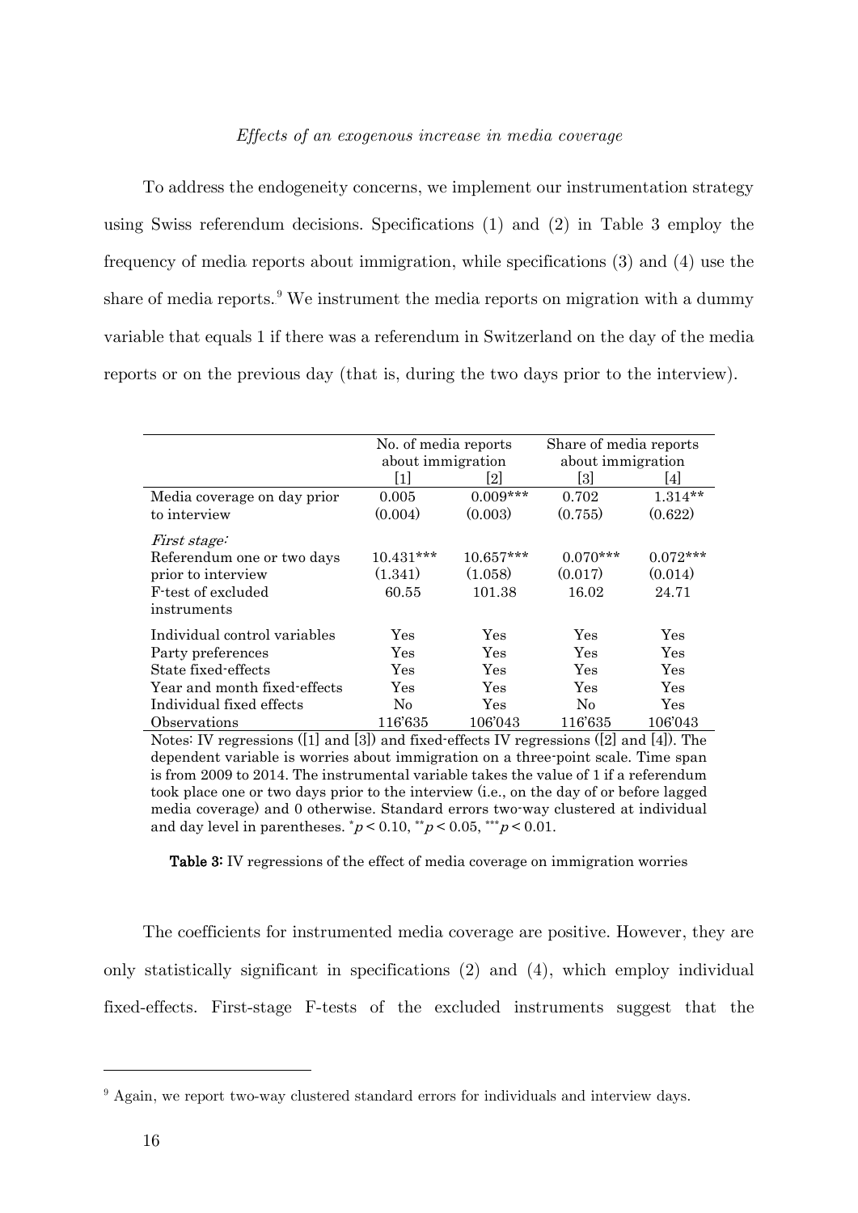*Effects of an exogenous increase in media coverage*

To address the endogeneity concerns, we implement our instrumentation strategy using Swiss referendum decisions. Specifications (1) and (2) in Table 3 employ the frequency of media reports about immigration, while specifications (3) and (4) use the share of media reports.[9] We instrument the media reports on migration with a dummy variable that equals 1 if there was a referendum in Switzerland on the day of the media reports or on the previous day (that is, during the two days prior to the interview).

| | No. of media reports about immigration | | Share of media reports about immigration | |
|---|---|---|---|---|
| | [1] | [2] | [3] | [4] |
| Media coverage on day prior to interview | 0.005 | 0.009*** | 0.702 | 1.314** |
| | (0.004) | (0.003) | (0.755) | (0.622) |
| *First stage:* | | | | |
| Referendum one or two days prior to interview | 10.431*** | 10.657*** | 0.070*** | 0.072*** |
| | (1.341) | (1.058) | (0.017) | (0.014) |
| F-test of excluded instruments | 60.55 | 101.38 | 16.02 | 24.71 |
| Individual control variables | Yes | Yes | Yes | Yes |
| Party preferences | Yes | Yes | Yes | Yes |
| State fixed-effects | Yes | Yes | Yes | Yes |
| Year and month fixed-effects | Yes | Yes | Yes | Yes |
| Individual fixed effects | No | Yes | No | Yes |
| Observations | 116'635 | 106'043 | 116'635 | 106'043 |

Notes: IV regressions ([1] and [3]) and fixed-effects IV regressions ([2] and [4]). The dependent variable is worries about immigration on a three-point scale. Time span is from 2009 to 2014. The instrumental variable takes the value of 1 if a referendum took place one or two days prior to the interview (i.e., on the day of or before lagged media coverage) and 0 otherwise. Standard errors two-way clustered at individual and day level in parentheses. $^{*}p < 0.10$, $^{**}p < 0.05$, $^{***}p < 0.01$.

**Table 3:** IV regressions of the effect of media coverage on immigration worries

The coefficients for instrumented media coverage are positive. However, they are only statistically significant in specifications (2) and (4), which employ individual fixed-effects. First-stage F-tests of the excluded instruments suggest that the

[9] Again, we report two-way clustered standard errors for individuals and interview days.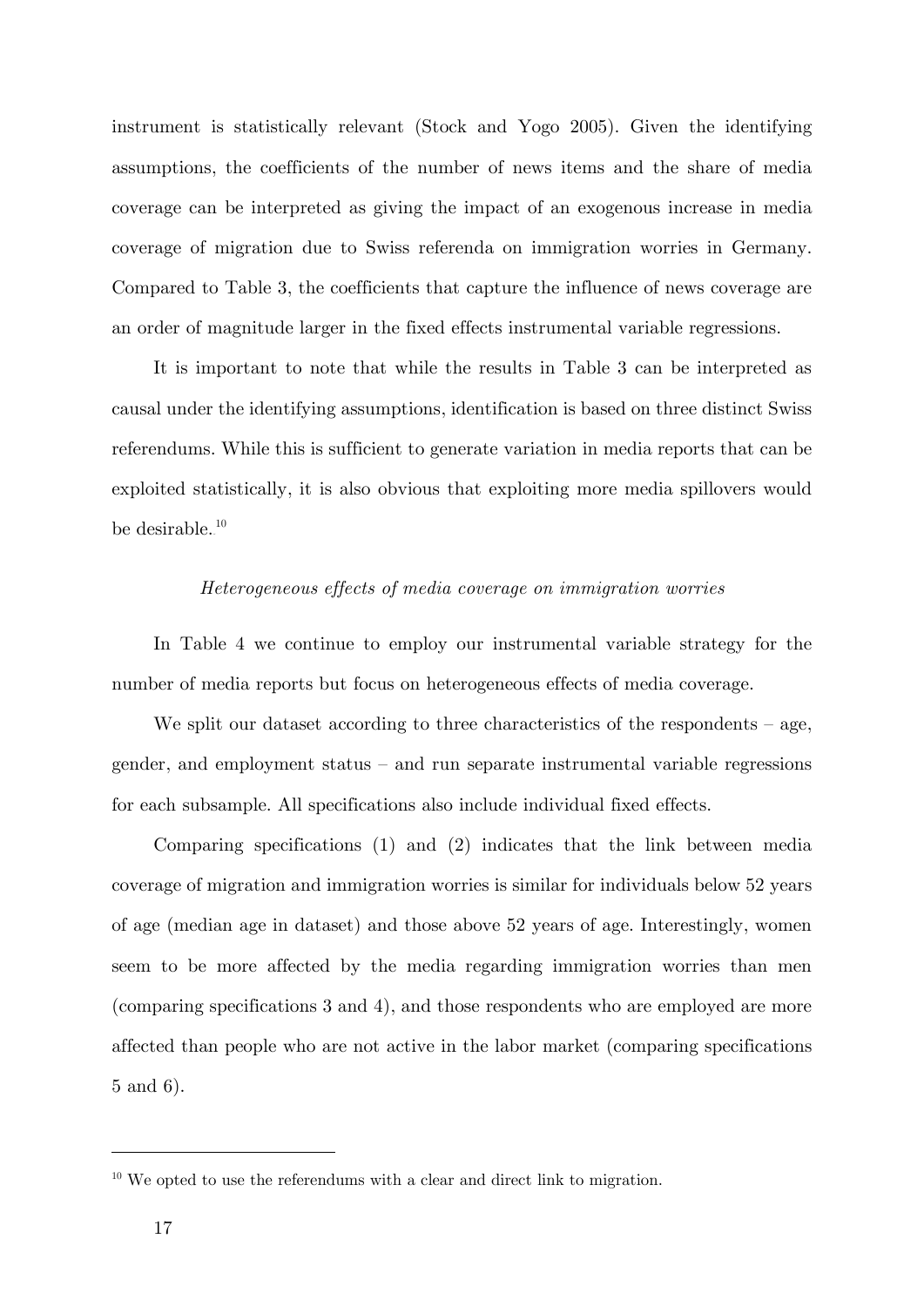instrument is statistically relevant (Stock and Yogo 2005). Given the identifying assumptions, the coefficients of the number of news items and the share of media coverage can be interpreted as giving the impact of an exogenous increase in media coverage of migration due to Swiss referenda on immigration worries in Germany. Compared to Table 3, the coefficients that capture the influence of news coverage are an order of magnitude larger in the fixed effects instrumental variable regressions.

It is important to note that while the results in Table 3 can be interpreted as causal under the identifying assumptions, identification is based on three distinct Swiss referendums. While this is sufficient to generate variation in media reports that can be exploited statistically, it is also obvious that exploiting more media spillovers would be desirable.[10]

*Heterogeneous effects of media coverage on immigration worries*

In Table 4 we continue to employ our instrumental variable strategy for the number of media reports but focus on heterogeneous effects of media coverage.

We split our dataset according to three characteristics of the respondents – age, gender, and employment status – and run separate instrumental variable regressions for each subsample. All specifications also include individual fixed effects.

Comparing specifications (1) and (2) indicates that the link between media coverage of migration and immigration worries is similar for individuals below 52 years of age (median age in dataset) and those above 52 years of age. Interestingly, women seem to be more affected by the media regarding immigration worries than men (comparing specifications 3 and 4), and those respondents who are employed are more affected than people who are not active in the labor market (comparing specifications 5 and 6).

[10] We opted to use the referendums with a clear and direct link to migration.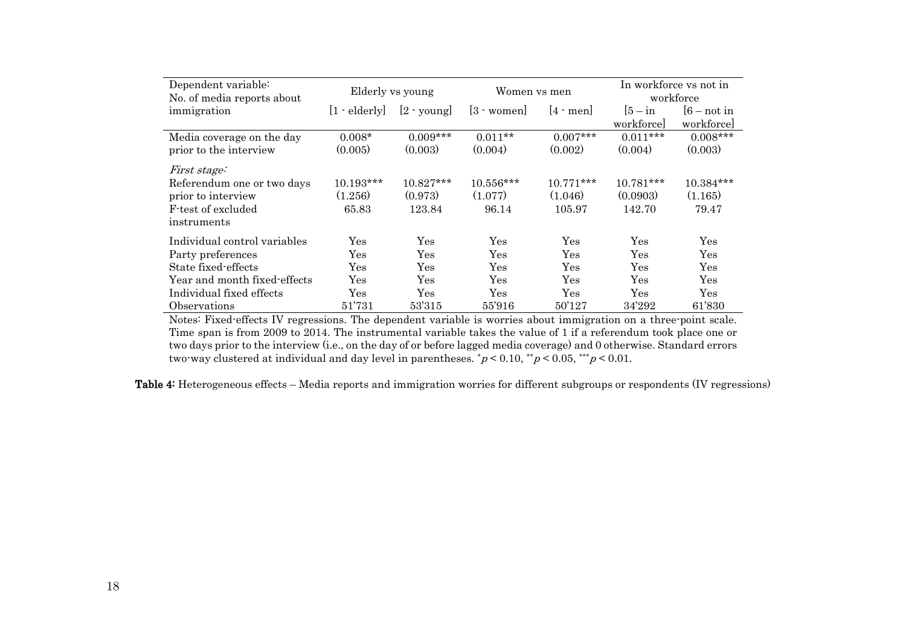| Dependent variable: No. of media reports about immigration | Elderly vs young | | Women vs men | | In workforce vs not in workforce | |
|---|---|---|---|---|---|---|
| | [1 - elderly] | [2 - young] | [3 - women] | [4 - men] | [5 – in workforce] | [6 – not in workforce] |
| Media coverage on the day prior to the interview | 0.008* | 0.009*** | 0.011** | 0.007*** | 0.011*** | 0.008*** |
| | (0.005) | (0.003) | (0.004) | (0.002) | (0.004) | (0.003) |
| *First stage:* | | | | | | |
| Referendum one or two days prior to interview | 10.193*** | 10.827*** | 10.556*** | 10.771*** | 10.781*** | 10.384*** |
| | (1.256) | (0.973) | (1.077) | (1.046) | (0.0903) | (1.165) |
| F-test of excluded instruments | 65.83 | 123.84 | 96.14 | 105.97 | 142.70 | 79.47 |
| Individual control variables | Yes | Yes | Yes | Yes | Yes | Yes |
| Party preferences | Yes | Yes | Yes | Yes | Yes | Yes |
| State fixed-effects | Yes | Yes | Yes | Yes | Yes | Yes |
| Year and month fixed-effects | Yes | Yes | Yes | Yes | Yes | Yes |
| Individual fixed effects | Yes | Yes | Yes | Yes | Yes | Yes |
| Observations | 51'731 | 53'315 | 55'916 | 50'127 | 34'292 | 61'830 |

Notes: Fixed-effects IV regressions. The dependent variable is worries about immigration on a three-point scale. Time span is from 2009 to 2014. The instrumental variable takes the value of 1 if a referendum took place one or two days prior to the interview (i.e., on the day of or before lagged media coverage) and 0 otherwise. Standard errors two-way clustered at individual and day level in parentheses. $^{*}p < 0.10$, $^{**}p < 0.05$, $^{***}p < 0.01$.

**Table 4:** Heterogeneous effects – Media reports and immigration worries for different subgroups or respondents (IV regressions)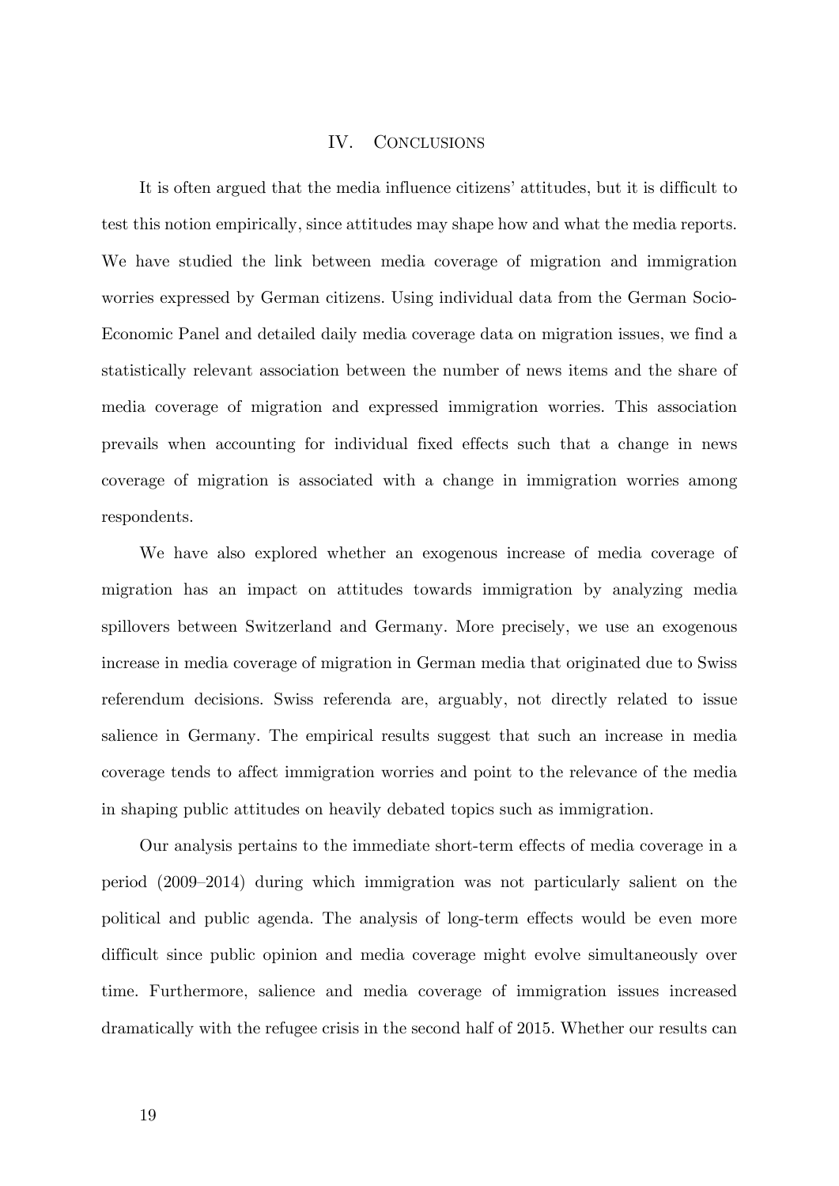## IV. Conclusions

It is often argued that the media influence citizens' attitudes, but it is difficult to test this notion empirically, since attitudes may shape how and what the media reports. We have studied the link between media coverage of migration and immigration worries expressed by German citizens. Using individual data from the German Socio-Economic Panel and detailed daily media coverage data on migration issues, we find a statistically relevant association between the number of news items and the share of media coverage of migration and expressed immigration worries. This association prevails when accounting for individual fixed effects such that a change in news coverage of migration is associated with a change in immigration worries among respondents.

We have also explored whether an exogenous increase of media coverage of migration has an impact on attitudes towards immigration by analyzing media spillovers between Switzerland and Germany. More precisely, we use an exogenous increase in media coverage of migration in German media that originated due to Swiss referendum decisions. Swiss referenda are, arguably, not directly related to issue salience in Germany. The empirical results suggest that such an increase in media coverage tends to affect immigration worries and point to the relevance of the media in shaping public attitudes on heavily debated topics such as immigration.

Our analysis pertains to the immediate short-term effects of media coverage in a period (2009–2014) during which immigration was not particularly salient on the political and public agenda. The analysis of long-term effects would be even more difficult since public opinion and media coverage might evolve simultaneously over time. Furthermore, salience and media coverage of immigration issues increased dramatically with the refugee crisis in the second half of 2015. Whether our results can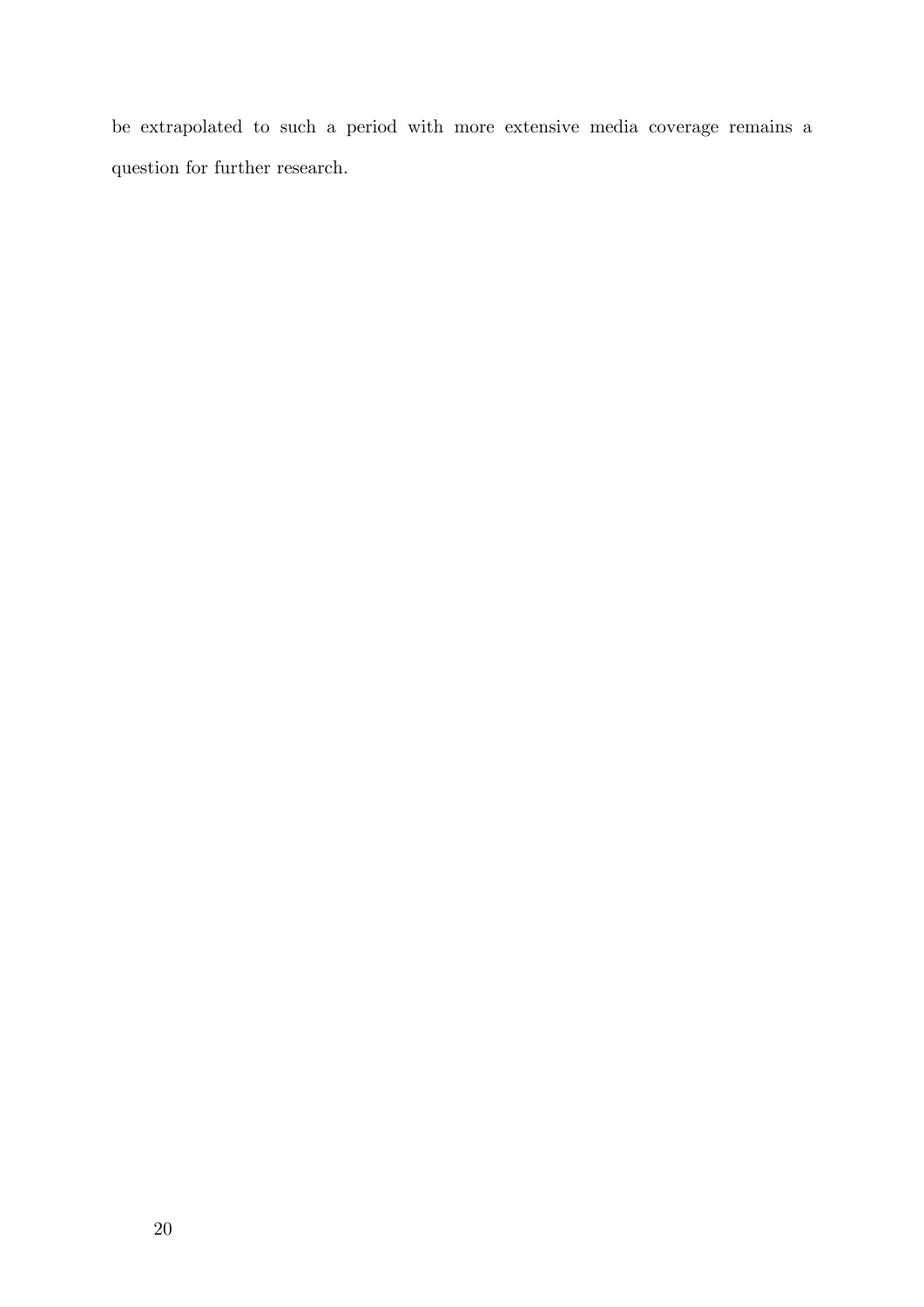be extrapolated to such a period with more extensive media coverage remains a question for further research.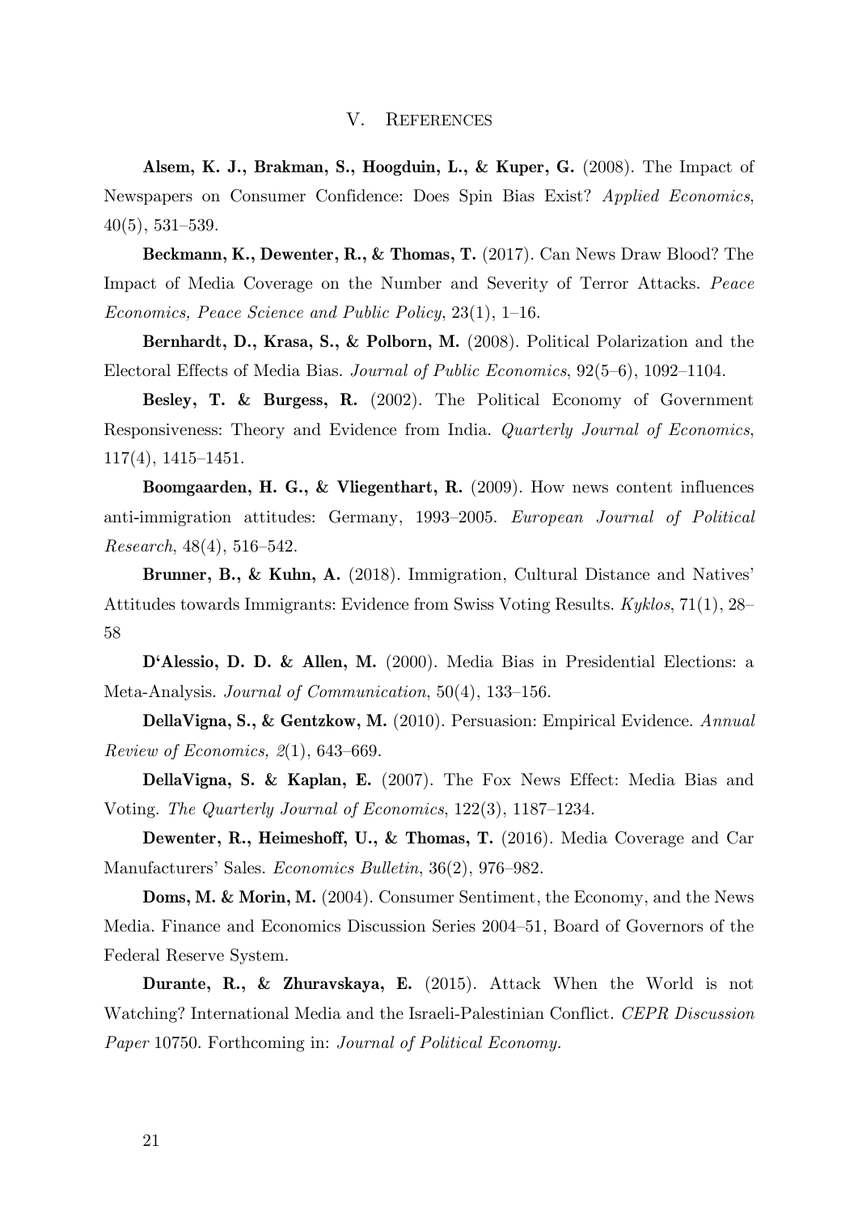## V. References

**Alsem, K. J., Brakman, S., Hoogduin, L., & Kuper, G.** (2008). The Impact of Newspapers on Consumer Confidence: Does Spin Bias Exist? *Applied Economics*, 40(5), 531–539.

**Beckmann, K., Dewenter, R., & Thomas, T.** (2017). Can News Draw Blood? The Impact of Media Coverage on the Number and Severity of Terror Attacks. *Peace Economics, Peace Science and Public Policy*, 23(1), 1–16.

**Bernhardt, D., Krasa, S., & Polborn, M.** (2008). Political Polarization and the Electoral Effects of Media Bias. *Journal of Public Economics*, 92(5–6), 1092–1104.

**Besley, T. & Burgess, R.** (2002). The Political Economy of Government Responsiveness: Theory and Evidence from India. *Quarterly Journal of Economics*, 117(4), 1415–1451.

**Boomgaarden, H. G., & Vliegenthart, R.** (2009). How news content influences anti-immigration attitudes: Germany, 1993–2005. *European Journal of Political Research*, 48(4), 516–542.

**Brunner, B., & Kuhn, A.** (2018). Immigration, Cultural Distance and Natives' Attitudes towards Immigrants: Evidence from Swiss Voting Results. *Kyklos*, 71(1), 28–58

**D'Alessio, D. D. & Allen, M.** (2000). Media Bias in Presidential Elections: a Meta-Analysis. *Journal of Communication*, 50(4), 133–156.

**DellaVigna, S., & Gentzkow, M.** (2010). Persuasion: Empirical Evidence. *Annual Review of Economics, 2*(1), 643–669.

**DellaVigna, S. & Kaplan, E.** (2007). The Fox News Effect: Media Bias and Voting. *The Quarterly Journal of Economics*, 122(3), 1187–1234.

**Dewenter, R., Heimeshoff, U., & Thomas, T.** (2016). Media Coverage and Car Manufacturers' Sales. *Economics Bulletin*, 36(2), 976–982.

**Doms, M. & Morin, M.** (2004). Consumer Sentiment, the Economy, and the News Media. Finance and Economics Discussion Series 2004–51, Board of Governors of the Federal Reserve System.

**Durante, R., & Zhuravskaya, E.** (2015). Attack When the World is not Watching? International Media and the Israeli-Palestinian Conflict. *CEPR Discussion Paper* 10750. Forthcoming in: *Journal of Political Economy.*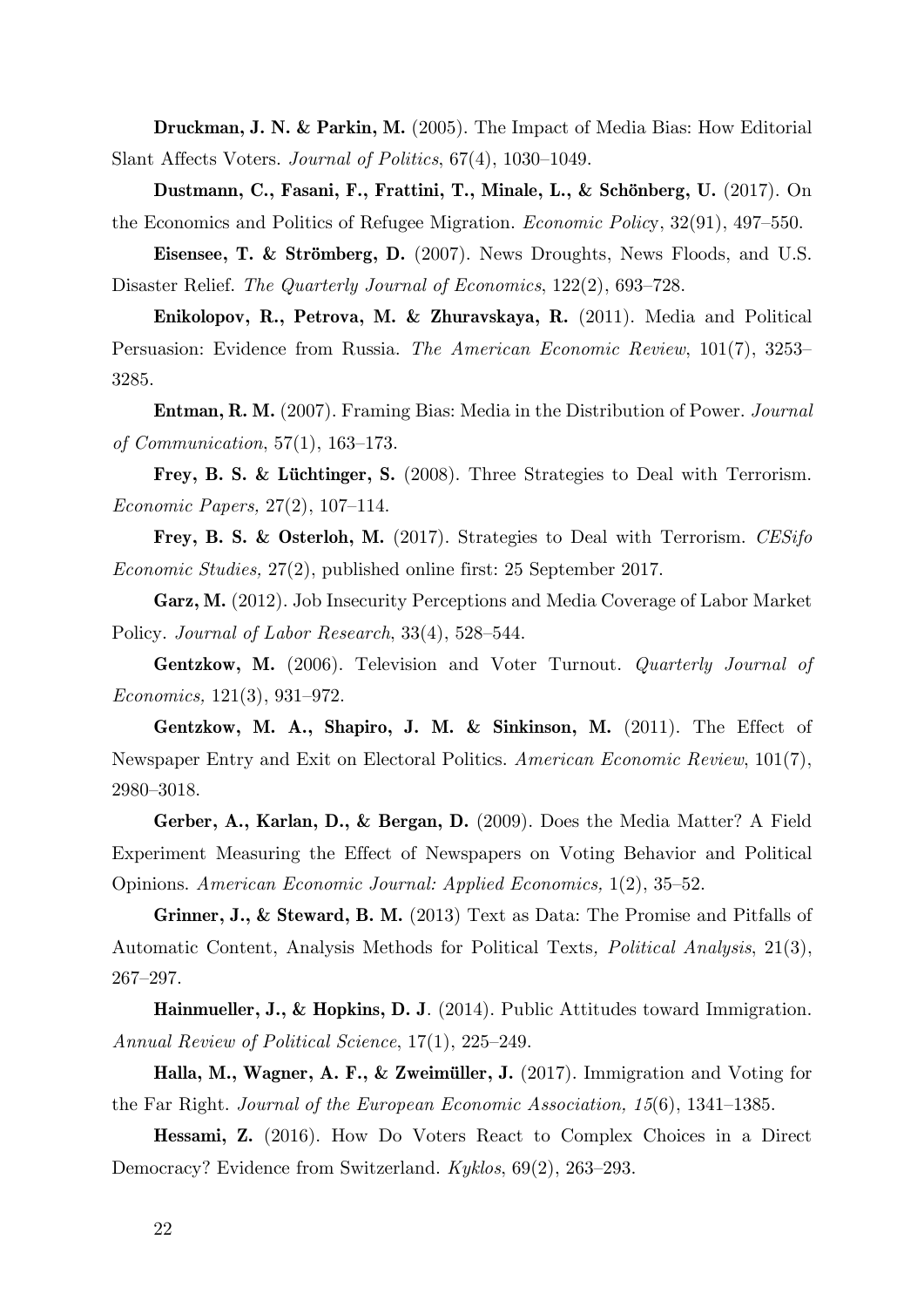**Druckman, J. N. & Parkin, M.** (2005). The Impact of Media Bias: How Editorial Slant Affects Voters. *Journal of Politics*, 67(4), 1030–1049.

**Dustmann, C., Fasani, F., Frattini, T., Minale, L., & Schönberg, U.** (2017). On the Economics and Politics of Refugee Migration. *Economic Policy*, 32(91), 497–550.

**Eisensee, T. & Strömberg, D.** (2007). News Droughts, News Floods, and U.S. Disaster Relief. *The Quarterly Journal of Economics*, 122(2), 693–728.

**Enikolopov, R., Petrova, M. & Zhuravskaya, R.** (2011). Media and Political Persuasion: Evidence from Russia. *The American Economic Review*, 101(7), 3253–3285.

**Entman, R. M.** (2007). Framing Bias: Media in the Distribution of Power. *Journal of Communication*, 57(1), 163–173.

**Frey, B. S. & Lüchtinger, S.** (2008). Three Strategies to Deal with Terrorism. *Economic Papers,* 27(2), 107–114.

**Frey, B. S. & Osterloh, M.** (2017). Strategies to Deal with Terrorism. *CESifo Economic Studies,* 27(2), published online first: 25 September 2017.

**Garz, M.** (2012). Job Insecurity Perceptions and Media Coverage of Labor Market Policy. *Journal of Labor Research*, 33(4), 528–544.

**Gentzkow, M.** (2006). Television and Voter Turnout. *Quarterly Journal of Economics,* 121(3), 931–972.

**Gentzkow, M. A., Shapiro, J. M. & Sinkinson, M.** (2011). The Effect of Newspaper Entry and Exit on Electoral Politics. *American Economic Review*, 101(7), 2980–3018.

**Gerber, A., Karlan, D., & Bergan, D.** (2009). Does the Media Matter? A Field Experiment Measuring the Effect of Newspapers on Voting Behavior and Political Opinions. *American Economic Journal: Applied Economics,* 1(2), 35–52.

**Grinner, J., & Steward, B. M.** (2013) Text as Data: The Promise and Pitfalls of Automatic Content, Analysis Methods for Political Texts*, Political Analysis*, 21(3), 267–297.

**Hainmueller, J., & Hopkins, D. J**. (2014). Public Attitudes toward Immigration. *Annual Review of Political Science*, 17(1), 225–249.

**Halla, M., Wagner, A. F., & Zweimüller, J.** (2017). Immigration and Voting for the Far Right. *Journal of the European Economic Association, 15*(6), 1341–1385.

**Hessami, Z.** (2016). How Do Voters React to Complex Choices in a Direct Democracy? Evidence from Switzerland. *Kyklos*, 69(2), 263–293.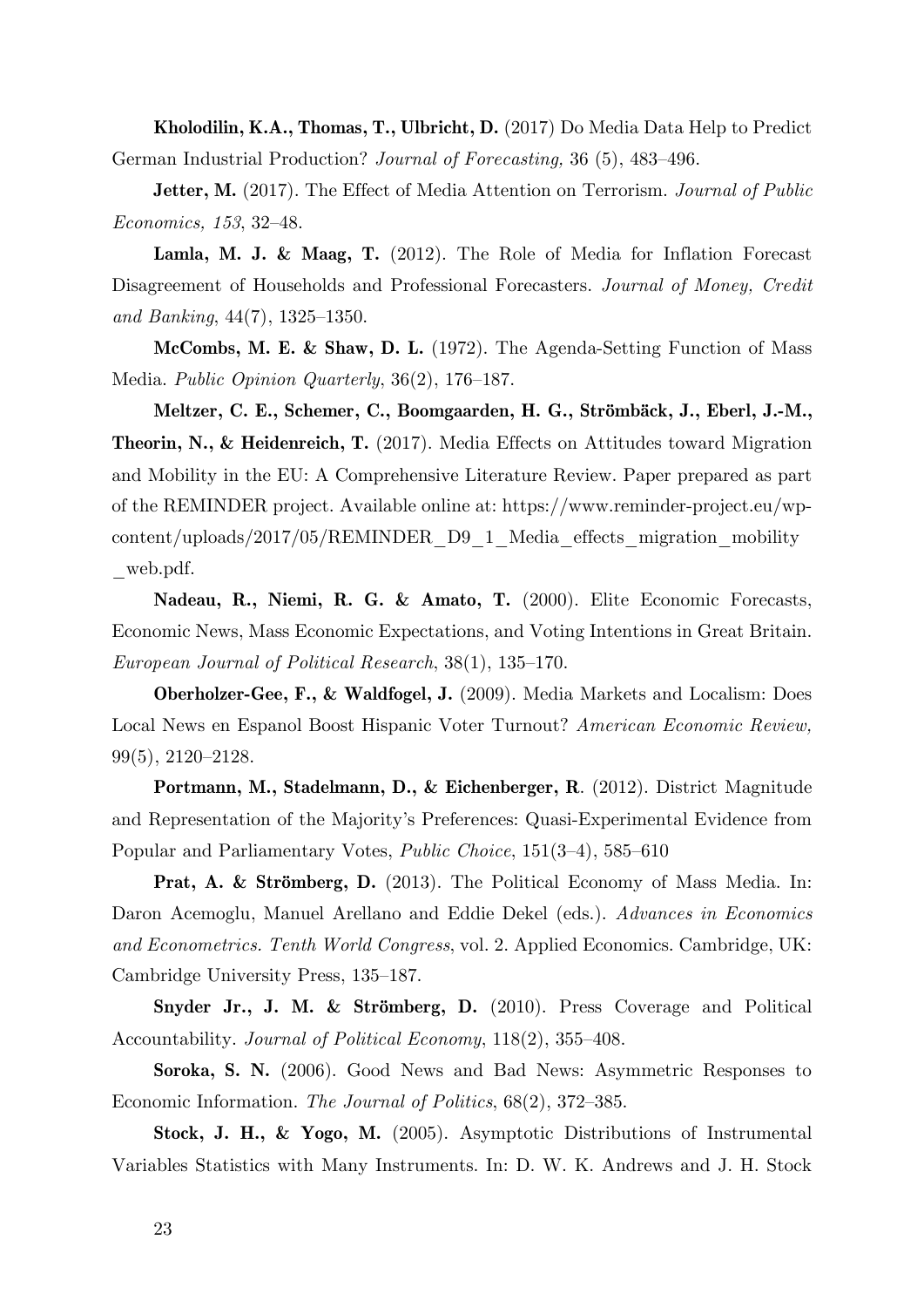**Kholodilin, K.A., Thomas, T., Ulbricht, D.** (2017) Do Media Data Help to Predict German Industrial Production? *Journal of Forecasting,* 36 (5), 483–496.

**Jetter, M.** (2017). The Effect of Media Attention on Terrorism. *Journal of Public Economics, 153*, 32–48.

**Lamla, M. J. & Maag, T.** (2012). The Role of Media for Inflation Forecast Disagreement of Households and Professional Forecasters. *Journal of Money, Credit and Banking*, 44(7), 1325–1350.

**McCombs, M. E. & Shaw, D. L.** (1972). The Agenda-Setting Function of Mass Media. *Public Opinion Quarterly*, 36(2), 176–187.

**Meltzer, C. E., Schemer, C., Boomgaarden, H. G., Strömbäck, J., Eberl, J.-M., Theorin, N., & Heidenreich, T.** (2017). Media Effects on Attitudes toward Migration and Mobility in the EU: A Comprehensive Literature Review. Paper prepared as part of the REMINDER project. Available online at: https://www.reminder-project.eu/wp-content/uploads/2017/05/REMINDER_D9_1_Media_effects_migration_mobility_web.pdf.

**Nadeau, R., Niemi, R. G. & Amato, T.** (2000). Elite Economic Forecasts, Economic News, Mass Economic Expectations, and Voting Intentions in Great Britain. *European Journal of Political Research*, 38(1), 135–170.

**Oberholzer-Gee, F., & Waldfogel, J.** (2009). Media Markets and Localism: Does Local News en Espanol Boost Hispanic Voter Turnout? *American Economic Review,* 99(5), 2120–2128.

**Portmann, M., Stadelmann, D., & Eichenberger, R**. (2012). District Magnitude and Representation of the Majority's Preferences: Quasi-Experimental Evidence from Popular and Parliamentary Votes, *Public Choice*, 151(3–4), 585–610

**Prat, A. & Strömberg, D.** (2013). The Political Economy of Mass Media. In: Daron Acemoglu, Manuel Arellano and Eddie Dekel (eds.). *Advances in Economics and Econometrics. Tenth World Congress*, vol. 2. Applied Economics. Cambridge, UK: Cambridge University Press, 135–187.

**Snyder Jr., J. M. & Strömberg, D.** (2010). Press Coverage and Political Accountability. *Journal of Political Economy*, 118(2), 355–408.

**Soroka, S. N.** (2006). Good News and Bad News: Asymmetric Responses to Economic Information. *The Journal of Politics*, 68(2), 372–385.

**Stock, J. H., & Yogo, M.** (2005). Asymptotic Distributions of Instrumental Variables Statistics with Many Instruments. In: D. W. K. Andrews and J. H. Stock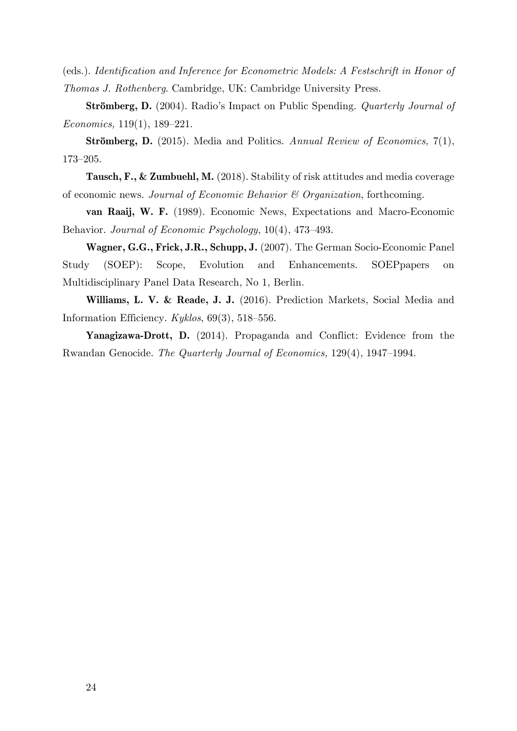(eds.). *Identification and Inference for Econometric Models: A Festschrift in Honor of Thomas J. Rothenberg*. Cambridge, UK: Cambridge University Press.

**Strömberg, D.** (2004). Radio's Impact on Public Spending. *Quarterly Journal of Economics,* 119(1), 189–221.

**Strömberg, D.** (2015). Media and Politics. *Annual Review of Economics,* 7(1), 173–205.

**Tausch, F., & Zumbuehl, M.** (2018). Stability of risk attitudes and media coverage of economic news. *Journal of Economic Behavior & Organization*, forthcoming.

**van Raaij, W. F.** (1989). Economic News, Expectations and Macro-Economic Behavior. *Journal of Economic Psychology*, 10(4), 473–493.

**Wagner, G.G., Frick, J.R., Schupp, J.** (2007). The German Socio-Economic Panel Study (SOEP): Scope, Evolution and Enhancements. SOEPpapers on Multidisciplinary Panel Data Research, No 1, Berlin.

**Williams, L. V. & Reade, J. J.** (2016). Prediction Markets, Social Media and Information Efficiency. *Kyklos*, 69(3), 518–556.

**Yanagizawa-Drott, D.** (2014). Propaganda and Conflict: Evidence from the Rwandan Genocide. *The Quarterly Journal of Economics,* 129(4), 1947–1994.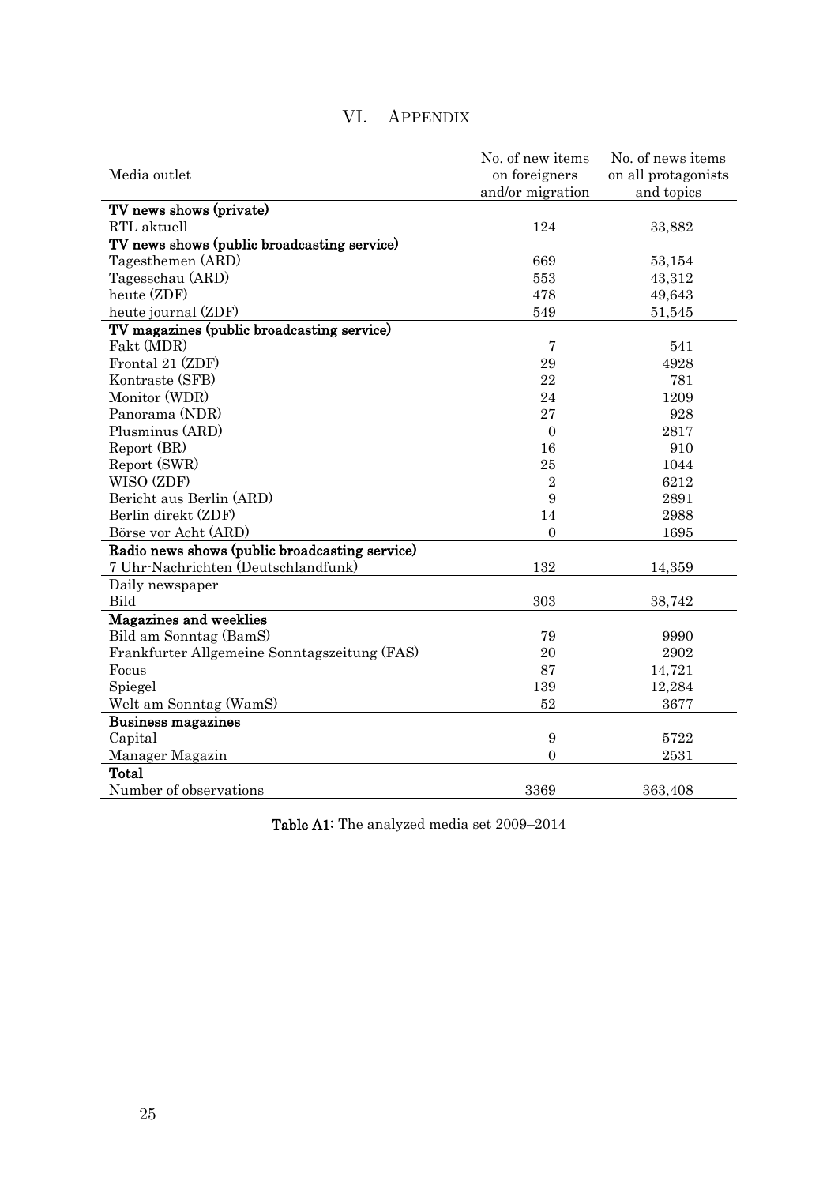# VI. Appendix

| Media outlet | No. of new items on foreigners and/or migration | No. of news items on all protagonists and topics |
|---|---|---|
| **TV news shows (private)** | | |
| RTL aktuell | 124 | 33,882 |
| **TV news shows (public broadcasting service)** | | |
| Tagesthemen (ARD) | 669 | 53,154 |
| Tagesschau (ARD) | 553 | 43,312 |
| heute (ZDF) | 478 | 49,643 |
| heute journal (ZDF) | 549 | 51,545 |
| **TV magazines (public broadcasting service)** | | |
| Fakt (MDR) | 7 | 541 |
| Frontal 21 (ZDF) | 29 | 4928 |
| Kontraste (SFB) | 22 | 781 |
| Monitor (WDR) | 24 | 1209 |
| Panorama (NDR) | 27 | 928 |
| Plusminus (ARD) | 0 | 2817 |
| Report (BR) | 16 | 910 |
| Report (SWR) | 25 | 1044 |
| WISO (ZDF) | 2 | 6212 |
| Bericht aus Berlin (ARD) | 9 | 2891 |
| Berlin direkt (ZDF) | 14 | 2988 |
| Börse vor Acht (ARD) | 0 | 1695 |
| **Radio news shows (public broadcasting service)** | | |
| 7 Uhr-Nachrichten (Deutschlandfunk) | 132 | 14,359 |
| Daily newspaper | | |
| Bild | 303 | 38,742 |
| **Magazines and weeklies** | | |
| Bild am Sonntag (BamS) | 79 | 9990 |
| Frankfurter Allgemeine Sonntagszeitung (FAS) | 20 | 2902 |
| Focus | 87 | 14,721 |
| Spiegel | 139 | 12,284 |
| Welt am Sonntag (WamS) | 52 | 3677 |
| **Business magazines** | | |
| Capital | 9 | 5722 |
| Manager Magazin | 0 | 2531 |
| **Total** | | |
| Number of observations | 3369 | 363,408 |

**Table A1:** The analyzed media set 2009–2014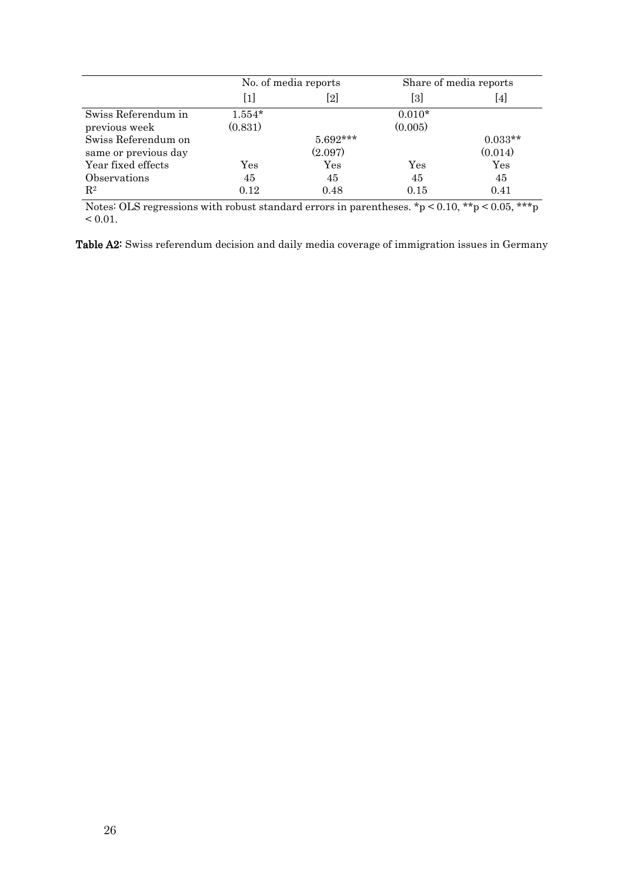| | No. of media reports | | Share of media reports | |
|---|---|---|---|---|
| | [1] | [2] | [3] | [4] |
| Swiss Referendum in previous week | 1.554* | | 0.010* | |
| | (0.831) | | (0.005) | |
| Swiss Referendum on same or previous day | | 5.692*** | | 0.033** |
| | | (2.097) | | (0.014) |
| Year fixed effects | Yes | Yes | Yes | Yes |
| Observations | 45 | 45 | 45 | 45 |
| $R^2$ | 0.12 | 0.48 | 0.15 | 0.41 |

Notes: OLS regressions with robust standard errors in parentheses. *p < 0.10, **p < 0.05, ***p < 0.01.

**Table A2:** Swiss referendum decision and daily media coverage of immigration issues in Germany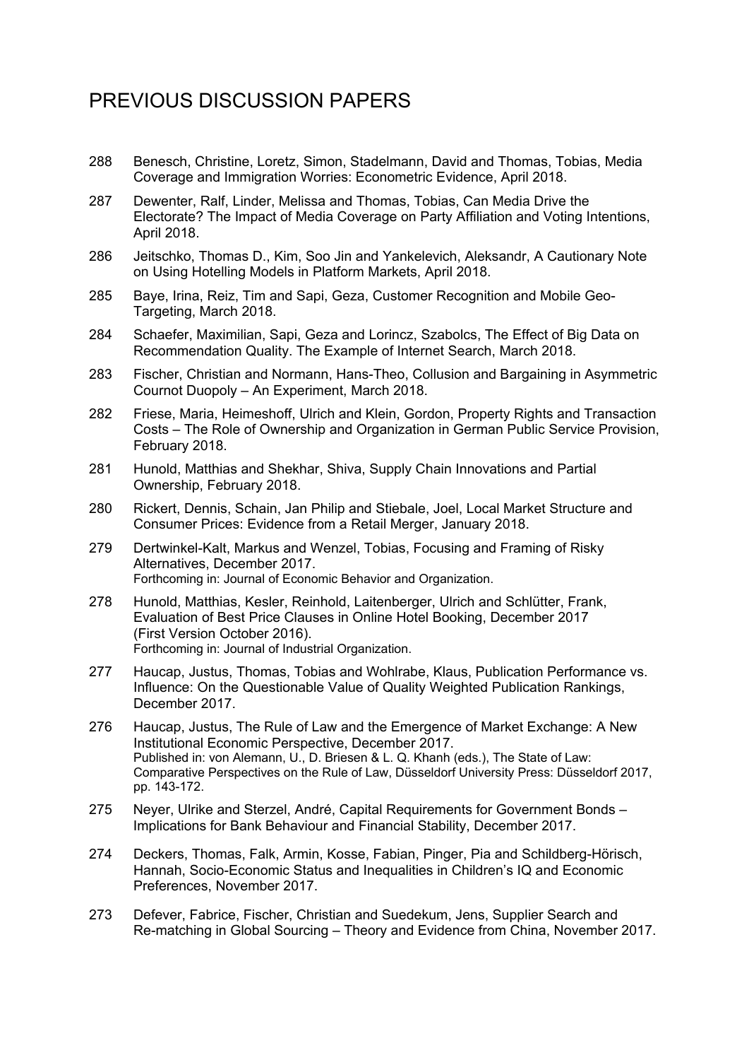# PREVIOUS DISCUSSION PAPERS

288 Benesch, Christine, Loretz, Simon, Stadelmann, David and Thomas, Tobias, Media Coverage and Immigration Worries: Econometric Evidence, April 2018.

287 Dewenter, Ralf, Linder, Melissa and Thomas, Tobias, Can Media Drive the Electorate? The Impact of Media Coverage on Party Affiliation and Voting Intentions, April 2018.

286 Jeitschko, Thomas D., Kim, Soo Jin and Yankelevich, Aleksandr, A Cautionary Note on Using Hotelling Models in Platform Markets, April 2018.

285 Baye, Irina, Reiz, Tim and Sapi, Geza, Customer Recognition and Mobile Geo-Targeting, March 2018.

284 Schaefer, Maximilian, Sapi, Geza and Lorincz, Szabolcs, The Effect of Big Data on Recommendation Quality. The Example of Internet Search, March 2018.

283 Fischer, Christian and Normann, Hans-Theo, Collusion and Bargaining in Asymmetric Cournot Duopoly – An Experiment, March 2018.

282 Friese, Maria, Heimeshoff, Ulrich and Klein, Gordon, Property Rights and Transaction Costs – The Role of Ownership and Organization in German Public Service Provision, February 2018.

281 Hunold, Matthias and Shekhar, Shiva, Supply Chain Innovations and Partial Ownership, February 2018.

280 Rickert, Dennis, Schain, Jan Philip and Stiebale, Joel, Local Market Structure and Consumer Prices: Evidence from a Retail Merger, January 2018.

279 Dertwinkel-Kalt, Markus and Wenzel, Tobias, Focusing and Framing of Risky Alternatives, December 2017.
Forthcoming in: Journal of Economic Behavior and Organization.

278 Hunold, Matthias, Kesler, Reinhold, Laitenberger, Ulrich and Schlütter, Frank, Evaluation of Best Price Clauses in Online Hotel Booking, December 2017 (First Version October 2016).
Forthcoming in: Journal of Industrial Organization.

277 Haucap, Justus, Thomas, Tobias and Wohlrabe, Klaus, Publication Performance vs. Influence: On the Questionable Value of Quality Weighted Publication Rankings, December 2017.

276 Haucap, Justus, The Rule of Law and the Emergence of Market Exchange: A New Institutional Economic Perspective, December 2017.
Published in: von Alemann, U., D. Briesen & L. Q. Khanh (eds.), The State of Law: Comparative Perspectives on the Rule of Law, Düsseldorf University Press: Düsseldorf 2017, pp. 143-172.

275 Neyer, Ulrike and Sterzel, André, Capital Requirements for Government Bonds – Implications for Bank Behaviour and Financial Stability, December 2017.

274 Deckers, Thomas, Falk, Armin, Kosse, Fabian, Pinger, Pia and Schildberg-Hörisch, Hannah, Socio-Economic Status and Inequalities in Children's IQ and Economic Preferences, November 2017.

273 Defever, Fabrice, Fischer, Christian and Suedekum, Jens, Supplier Search and Re-matching in Global Sourcing – Theory and Evidence from China, November 2017.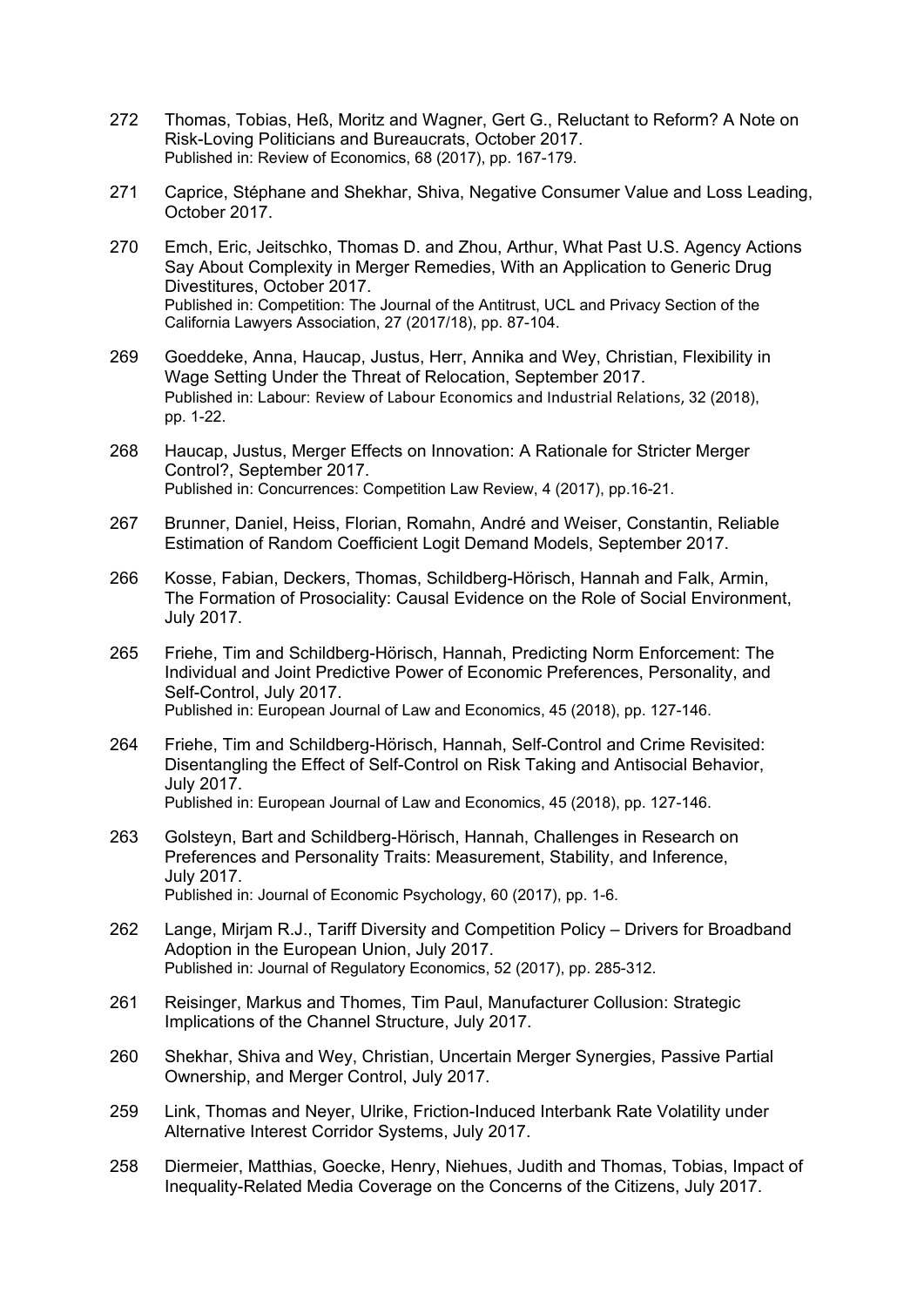272 Thomas, Tobias, Heß, Moritz and Wagner, Gert G., Reluctant to Reform? A Note on Risk-Loving Politicians and Bureaucrats, October 2017.
Published in: Review of Economics, 68 (2017), pp. 167-179.

271 Caprice, Stéphane and Shekhar, Shiva, Negative Consumer Value and Loss Leading, October 2017.

270 Emch, Eric, Jeitschko, Thomas D. and Zhou, Arthur, What Past U.S. Agency Actions Say About Complexity in Merger Remedies, With an Application to Generic Drug Divestitures, October 2017.
Published in: Competition: The Journal of the Antitrust, UCL and Privacy Section of the California Lawyers Association, 27 (2017/18), pp. 87-104.

269 Goeddeke, Anna, Haucap, Justus, Herr, Annika and Wey, Christian, Flexibility in Wage Setting Under the Threat of Relocation, September 2017.
Published in: Labour: Review of Labour Economics and Industrial Relations, 32 (2018), pp. 1-22.

268 Haucap, Justus, Merger Effects on Innovation: A Rationale for Stricter Merger Control?, September 2017.
Published in: Concurrences: Competition Law Review, 4 (2017), pp.16-21.

267 Brunner, Daniel, Heiss, Florian, Romahn, André and Weiser, Constantin, Reliable Estimation of Random Coefficient Logit Demand Models, September 2017.

266 Kosse, Fabian, Deckers, Thomas, Schildberg-Hörisch, Hannah and Falk, Armin, The Formation of Prosociality: Causal Evidence on the Role of Social Environment, July 2017.

265 Friehe, Tim and Schildberg-Hörisch, Hannah, Predicting Norm Enforcement: The Individual and Joint Predictive Power of Economic Preferences, Personality, and Self-Control, July 2017.
Published in: European Journal of Law and Economics, 45 (2018), pp. 127-146.

264 Friehe, Tim and Schildberg-Hörisch, Hannah, Self-Control and Crime Revisited: Disentangling the Effect of Self-Control on Risk Taking and Antisocial Behavior, July 2017.
Published in: European Journal of Law and Economics, 45 (2018), pp. 127-146.

263 Golsteyn, Bart and Schildberg-Hörisch, Hannah, Challenges in Research on Preferences and Personality Traits: Measurement, Stability, and Inference, July 2017.
Published in: Journal of Economic Psychology, 60 (2017), pp. 1-6.

262 Lange, Mirjam R.J., Tariff Diversity and Competition Policy – Drivers for Broadband Adoption in the European Union, July 2017.
Published in: Journal of Regulatory Economics, 52 (2017), pp. 285-312.

261 Reisinger, Markus and Thomes, Tim Paul, Manufacturer Collusion: Strategic Implications of the Channel Structure, July 2017.

260 Shekhar, Shiva and Wey, Christian, Uncertain Merger Synergies, Passive Partial Ownership, and Merger Control, July 2017.

259 Link, Thomas and Neyer, Ulrike, Friction-Induced Interbank Rate Volatility under Alternative Interest Corridor Systems, July 2017.

258 Diermeier, Matthias, Goecke, Henry, Niehues, Judith and Thomas, Tobias, Impact of Inequality-Related Media Coverage on the Concerns of the Citizens, July 2017.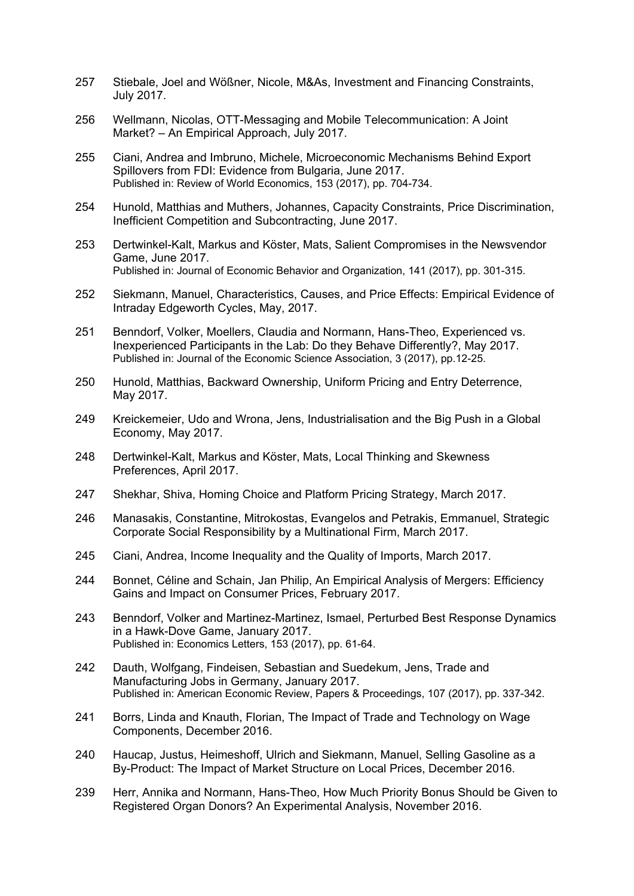257 Stiebale, Joel and Wößner, Nicole, M&As, Investment and Financing Constraints, July 2017.

256 Wellmann, Nicolas, OTT-Messaging and Mobile Telecommunication: A Joint Market? – An Empirical Approach, July 2017.

255 Ciani, Andrea and Imbruno, Michele, Microeconomic Mechanisms Behind Export Spillovers from FDI: Evidence from Bulgaria, June 2017.
Published in: Review of World Economics, 153 (2017), pp. 704-734.

254 Hunold, Matthias and Muthers, Johannes, Capacity Constraints, Price Discrimination, Inefficient Competition and Subcontracting, June 2017.

253 Dertwinkel-Kalt, Markus and Köster, Mats, Salient Compromises in the Newsvendor Game, June 2017.
Published in: Journal of Economic Behavior and Organization, 141 (2017), pp. 301-315.

252 Siekmann, Manuel, Characteristics, Causes, and Price Effects: Empirical Evidence of Intraday Edgeworth Cycles, May, 2017.

251 Benndorf, Volker, Moellers, Claudia and Normann, Hans-Theo, Experienced vs. Inexperienced Participants in the Lab: Do they Behave Differently?, May 2017.
Published in: Journal of the Economic Science Association, 3 (2017), pp.12-25.

250 Hunold, Matthias, Backward Ownership, Uniform Pricing and Entry Deterrence, May 2017.

249 Kreickemeier, Udo and Wrona, Jens, Industrialisation and the Big Push in a Global Economy, May 2017.

248 Dertwinkel-Kalt, Markus and Köster, Mats, Local Thinking and Skewness Preferences, April 2017.

247 Shekhar, Shiva, Homing Choice and Platform Pricing Strategy, March 2017.

246 Manasakis, Constantine, Mitrokostas, Evangelos and Petrakis, Emmanuel, Strategic Corporate Social Responsibility by a Multinational Firm, March 2017.

245 Ciani, Andrea, Income Inequality and the Quality of Imports, March 2017.

244 Bonnet, Céline and Schain, Jan Philip, An Empirical Analysis of Mergers: Efficiency Gains and Impact on Consumer Prices, February 2017.

243 Benndorf, Volker and Martinez-Martinez, Ismael, Perturbed Best Response Dynamics in a Hawk-Dove Game, January 2017.
Published in: Economics Letters, 153 (2017), pp. 61-64.

242 Dauth, Wolfgang, Findeisen, Sebastian and Suedekum, Jens, Trade and Manufacturing Jobs in Germany, January 2017.
Published in: American Economic Review, Papers & Proceedings, 107 (2017), pp. 337-342.

241 Borrs, Linda and Knauth, Florian, The Impact of Trade and Technology on Wage Components, December 2016.

240 Haucap, Justus, Heimeshoff, Ulrich and Siekmann, Manuel, Selling Gasoline as a By-Product: The Impact of Market Structure on Local Prices, December 2016.

239 Herr, Annika and Normann, Hans-Theo, How Much Priority Bonus Should be Given to Registered Organ Donors? An Experimental Analysis, November 2016.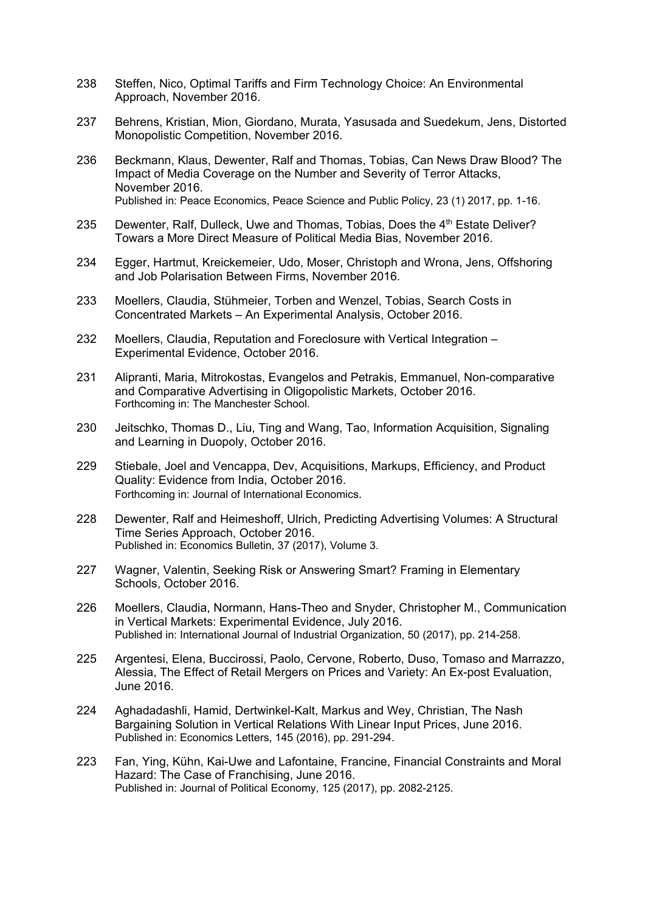238 Steffen, Nico, Optimal Tariffs and Firm Technology Choice: An Environmental Approach, November 2016.

237 Behrens, Kristian, Mion, Giordano, Murata, Yasusada and Suedekum, Jens, Distorted Monopolistic Competition, November 2016.

236 Beckmann, Klaus, Dewenter, Ralf and Thomas, Tobias, Can News Draw Blood? The Impact of Media Coverage on the Number and Severity of Terror Attacks, November 2016.
Published in: Peace Economics, Peace Science and Public Policy, 23 (1) 2017, pp. 1-16.

235 Dewenter, Ralf, Dulleck, Uwe and Thomas, Tobias, Does the 4th Estate Deliver? Towars a More Direct Measure of Political Media Bias, November 2016.

234 Egger, Hartmut, Kreickemeier, Udo, Moser, Christoph and Wrona, Jens, Offshoring and Job Polarisation Between Firms, November 2016.

233 Moellers, Claudia, Stühmeier, Torben and Wenzel, Tobias, Search Costs in Concentrated Markets – An Experimental Analysis, October 2016.

232 Moellers, Claudia, Reputation and Foreclosure with Vertical Integration – Experimental Evidence, October 2016.

231 Alipranti, Maria, Mitrokostas, Evangelos and Petrakis, Emmanuel, Non-comparative and Comparative Advertising in Oligopolistic Markets, October 2016.
Forthcoming in: The Manchester School.

230 Jeitschko, Thomas D., Liu, Ting and Wang, Tao, Information Acquisition, Signaling and Learning in Duopoly, October 2016.

229 Stiebale, Joel and Vencappa, Dev, Acquisitions, Markups, Efficiency, and Product Quality: Evidence from India, October 2016.
Forthcoming in: Journal of International Economics.

228 Dewenter, Ralf and Heimeshoff, Ulrich, Predicting Advertising Volumes: A Structural Time Series Approach, October 2016.
Published in: Economics Bulletin, 37 (2017), Volume 3.

227 Wagner, Valentin, Seeking Risk or Answering Smart? Framing in Elementary Schools, October 2016.

226 Moellers, Claudia, Normann, Hans-Theo and Snyder, Christopher M., Communication in Vertical Markets: Experimental Evidence, July 2016.
Published in: International Journal of Industrial Organization, 50 (2017), pp. 214-258.

225 Argentesi, Elena, Buccirossi, Paolo, Cervone, Roberto, Duso, Tomaso and Marrazzo, Alessia, The Effect of Retail Mergers on Prices and Variety: An Ex-post Evaluation, June 2016.

224 Aghadadashli, Hamid, Dertwinkel-Kalt, Markus and Wey, Christian, The Nash Bargaining Solution in Vertical Relations With Linear Input Prices, June 2016.
Published in: Economics Letters, 145 (2016), pp. 291-294.

223 Fan, Ying, Kühn, Kai-Uwe and Lafontaine, Francine, Financial Constraints and Moral Hazard: The Case of Franchising, June 2016.
Published in: Journal of Political Economy, 125 (2017), pp. 2082-2125.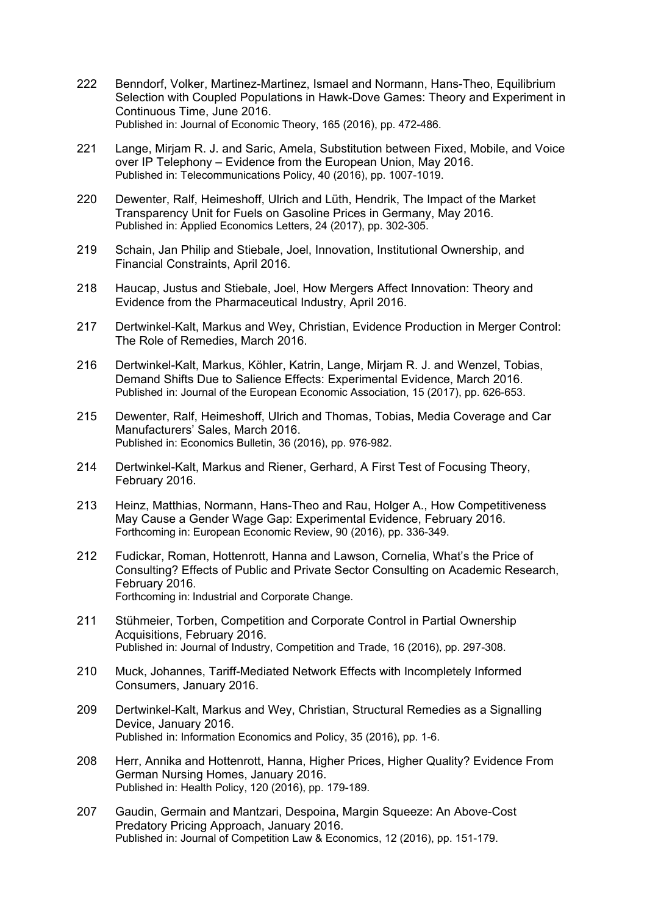222 Benndorf, Volker, Martinez-Martinez, Ismael and Normann, Hans-Theo, Equilibrium Selection with Coupled Populations in Hawk-Dove Games: Theory and Experiment in Continuous Time, June 2016.
Published in: Journal of Economic Theory, 165 (2016), pp. 472-486.

221 Lange, Mirjam R. J. and Saric, Amela, Substitution between Fixed, Mobile, and Voice over IP Telephony – Evidence from the European Union, May 2016.
Published in: Telecommunications Policy, 40 (2016), pp. 1007-1019.

220 Dewenter, Ralf, Heimeshoff, Ulrich and Lüth, Hendrik, The Impact of the Market Transparency Unit for Fuels on Gasoline Prices in Germany, May 2016.
Published in: Applied Economics Letters, 24 (2017), pp. 302-305.

219 Schain, Jan Philip and Stiebale, Joel, Innovation, Institutional Ownership, and Financial Constraints, April 2016.

218 Haucap, Justus and Stiebale, Joel, How Mergers Affect Innovation: Theory and Evidence from the Pharmaceutical Industry, April 2016.

217 Dertwinkel-Kalt, Markus and Wey, Christian, Evidence Production in Merger Control: The Role of Remedies, March 2016.

216 Dertwinkel-Kalt, Markus, Köhler, Katrin, Lange, Mirjam R. J. and Wenzel, Tobias, Demand Shifts Due to Salience Effects: Experimental Evidence, March 2016.
Published in: Journal of the European Economic Association, 15 (2017), pp. 626-653.

215 Dewenter, Ralf, Heimeshoff, Ulrich and Thomas, Tobias, Media Coverage and Car Manufacturers' Sales, March 2016.
Published in: Economics Bulletin, 36 (2016), pp. 976-982.

214 Dertwinkel-Kalt, Markus and Riener, Gerhard, A First Test of Focusing Theory, February 2016.

213 Heinz, Matthias, Normann, Hans-Theo and Rau, Holger A., How Competitiveness May Cause a Gender Wage Gap: Experimental Evidence, February 2016.
Forthcoming in: European Economic Review, 90 (2016), pp. 336-349.

212 Fudickar, Roman, Hottenrott, Hanna and Lawson, Cornelia, What's the Price of Consulting? Effects of Public and Private Sector Consulting on Academic Research, February 2016.
Forthcoming in: Industrial and Corporate Change.

211 Stühmeier, Torben, Competition and Corporate Control in Partial Ownership Acquisitions, February 2016.
Published in: Journal of Industry, Competition and Trade, 16 (2016), pp. 297-308.

210 Muck, Johannes, Tariff-Mediated Network Effects with Incompletely Informed Consumers, January 2016.

209 Dertwinkel-Kalt, Markus and Wey, Christian, Structural Remedies as a Signalling Device, January 2016.
Published in: Information Economics and Policy, 35 (2016), pp. 1-6.

208 Herr, Annika and Hottenrott, Hanna, Higher Prices, Higher Quality? Evidence From German Nursing Homes, January 2016.
Published in: Health Policy, 120 (2016), pp. 179-189.

207 Gaudin, Germain and Mantzari, Despoina, Margin Squeeze: An Above-Cost Predatory Pricing Approach, January 2016.
Published in: Journal of Competition Law & Economics, 12 (2016), pp. 151-179.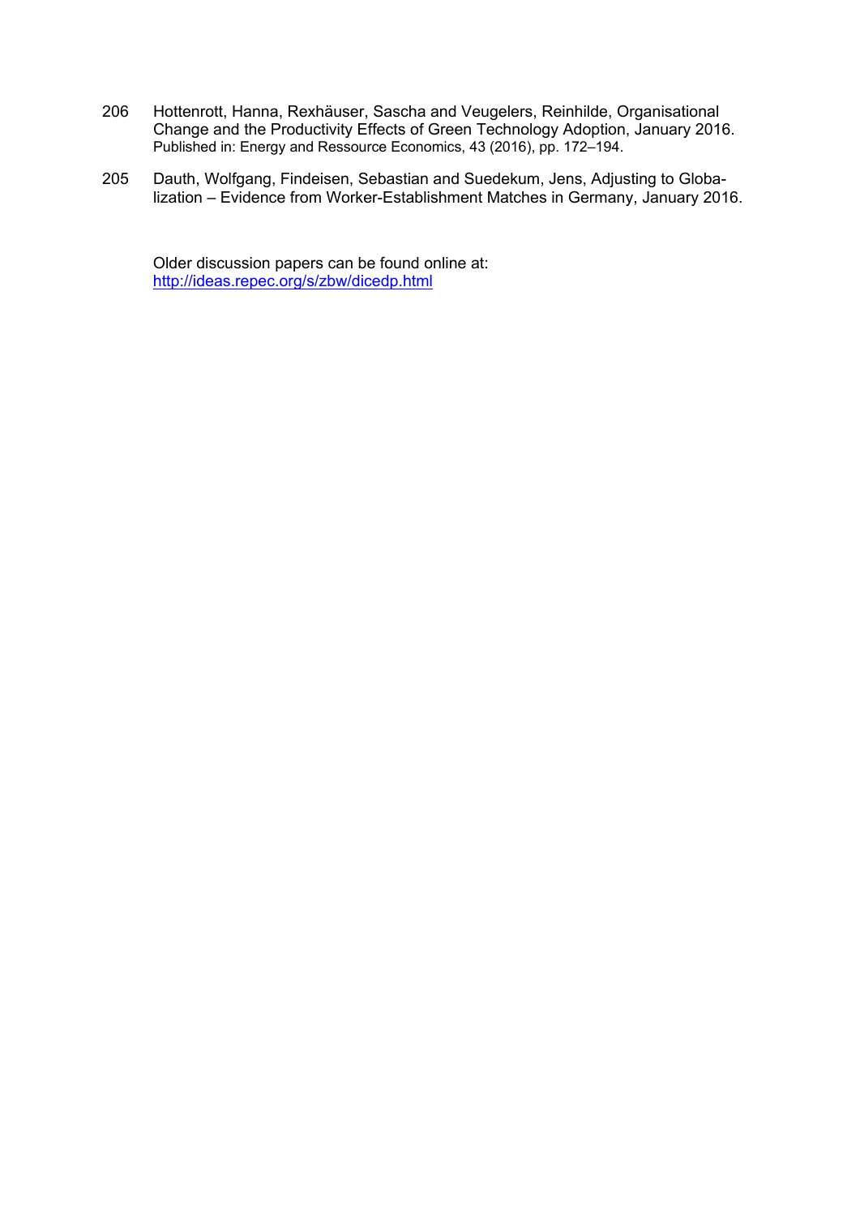206 Hottenrott, Hanna, Rexhäuser, Sascha and Veugelers, Reinhilde, Organisational Change and the Productivity Effects of Green Technology Adoption, January 2016.
Published in: Energy and Ressource Economics, 43 (2016), pp. 172–194.

205 Dauth, Wolfgang, Findeisen, Sebastian and Suedekum, Jens, Adjusting to Globalization – Evidence from Worker-Establishment Matches in Germany, January 2016.

Older discussion papers can be found online at:
[http://ideas.repec.org/s/zbw/dicedp.html](http://ideas.repec.org/s/zbw/dicedp.html)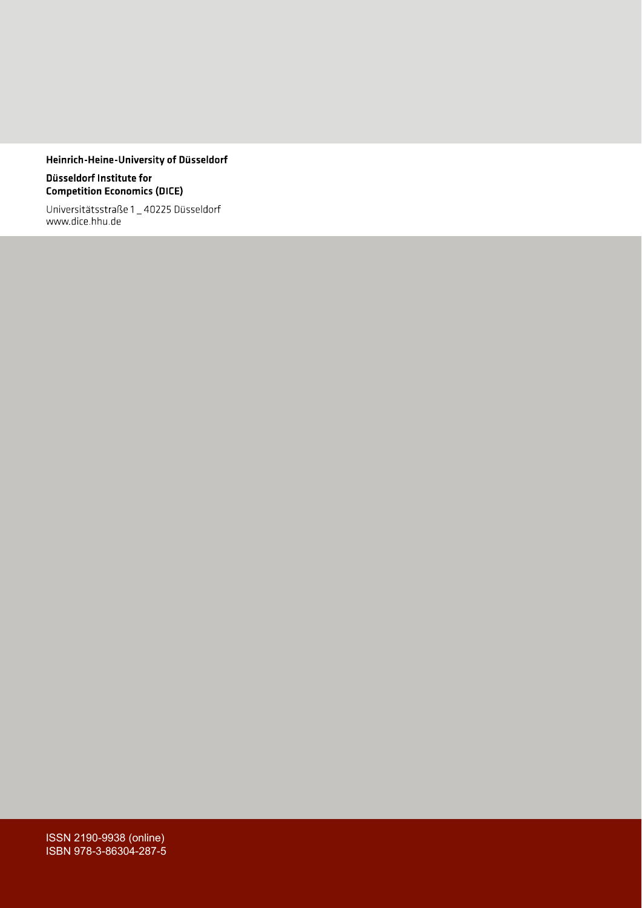**Heinrich-Heine-University of Düsseldorf**

**Düsseldorf Institute for Competition Economics (DICE)**

Universitätsstraße 1 _ 40225 Düsseldorf
www.dice.hhu.de

ISSN 2190-9938 (online)
ISBN 978-3-86304-287-5